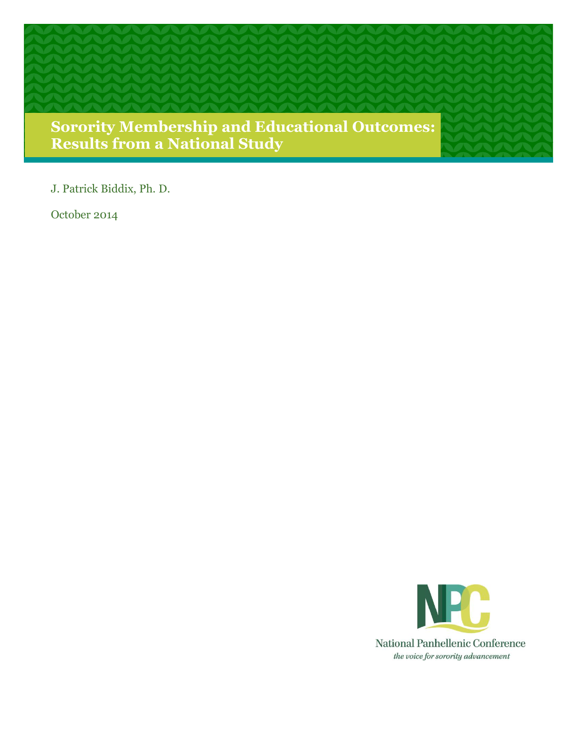# Sorority Membership and Educational Outcomes: Results from a National Study

J. Patrick Biddix, Ph. D.

October 2014

National Panhellenic Conference

*the voice for sorority advancement*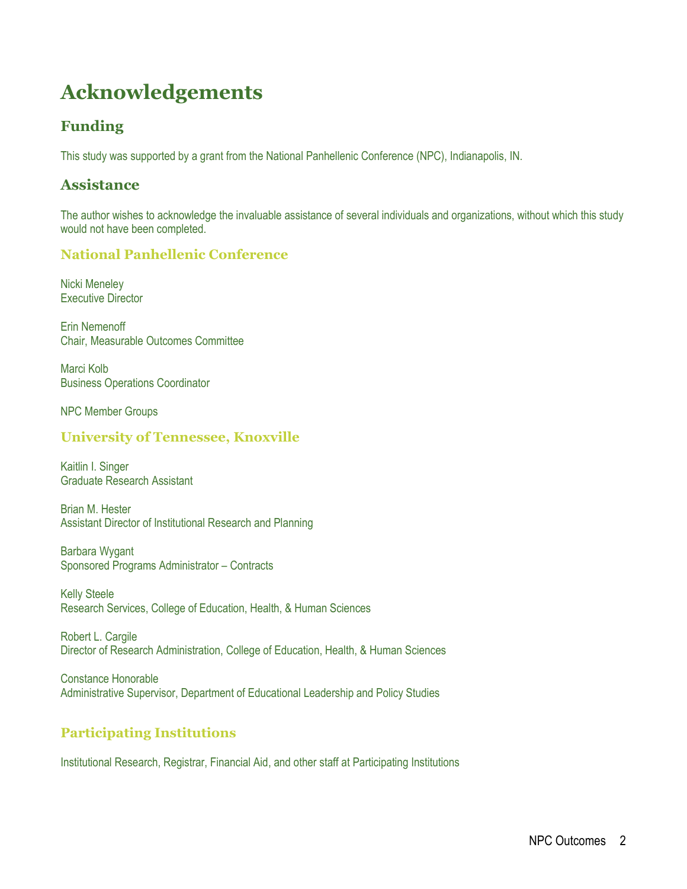# Acknowledgements

## Funding

This study was supported by a grant from the National Panhellenic Conference (NPC), Indianapolis, IN.

## Assistance

The author wishes to acknowledge the invaluable assistance of several individuals and organizations, without which this study would not have been completed.

### National Panhellenic Conference

Nicki Meneley
Executive Director

Erin Nemenoff
Chair, Measurable Outcomes Committee

Marci Kolb
Business Operations Coordinator

NPC Member Groups

### University of Tennessee, Knoxville

Kaitlin I. Singer
Graduate Research Assistant

Brian M. Hester
Assistant Director of Institutional Research and Planning

Barbara Wygant
Sponsored Programs Administrator – Contracts

Kelly Steele
Research Services, College of Education, Health, & Human Sciences

Robert L. Cargile
Director of Research Administration, College of Education, Health, & Human Sciences

Constance Honorable
Administrative Supervisor, Department of Educational Leadership and Policy Studies

### Participating Institutions

Institutional Research, Registrar, Financial Aid, and other staff at Participating Institutions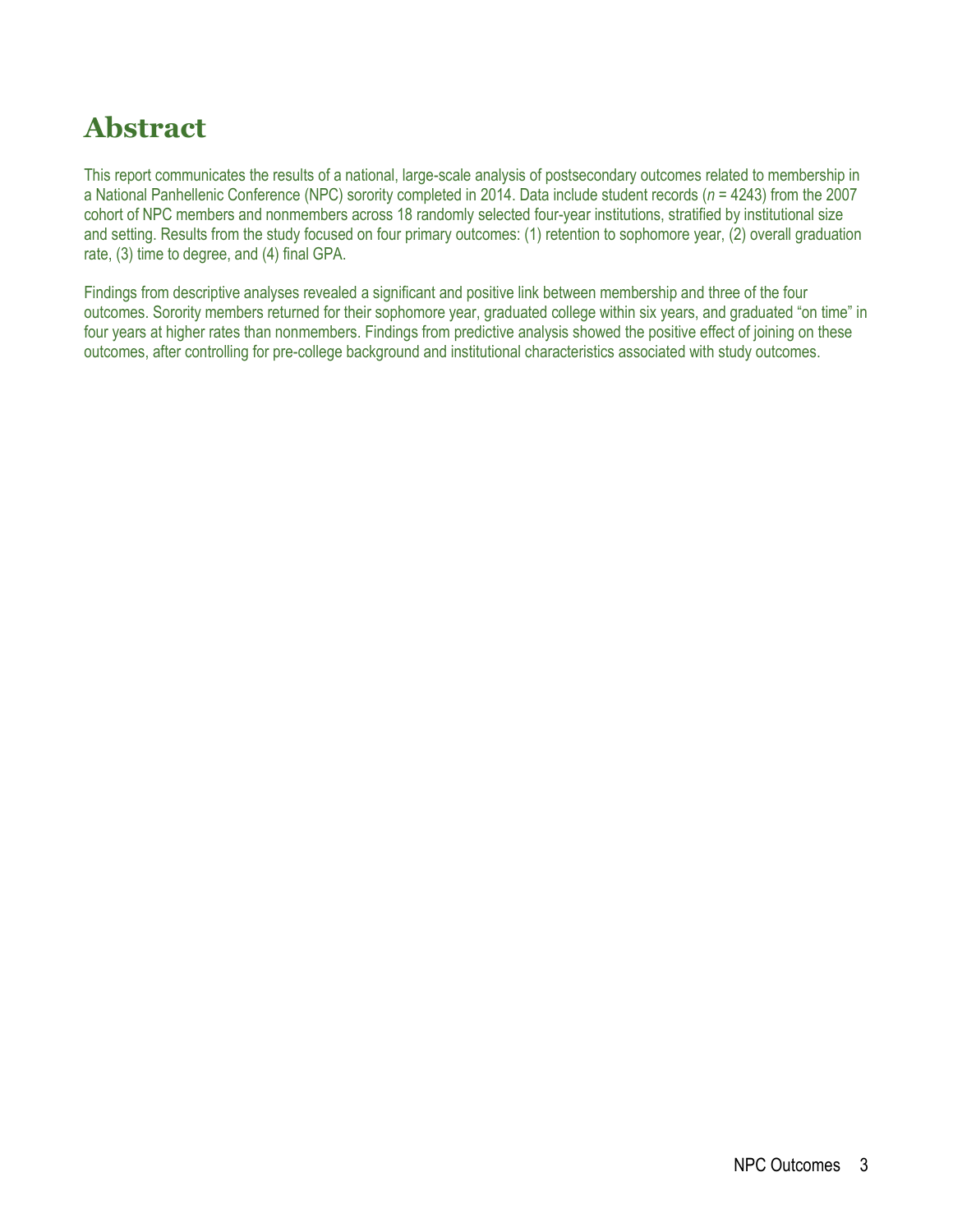# Abstract

This report communicates the results of a national, large-scale analysis of postsecondary outcomes related to membership in a National Panhellenic Conference (NPC) sorority completed in 2014. Data include student records (*n* = 4243) from the 2007 cohort of NPC members and nonmembers across 18 randomly selected four-year institutions, stratified by institutional size and setting. Results from the study focused on four primary outcomes: (1) retention to sophomore year, (2) overall graduation rate, (3) time to degree, and (4) final GPA.

Findings from descriptive analyses revealed a significant and positive link between membership and three of the four outcomes. Sorority members returned for their sophomore year, graduated college within six years, and graduated "on time" in four years at higher rates than nonmembers. Findings from predictive analysis showed the positive effect of joining on these outcomes, after controlling for pre-college background and institutional characteristics associated with study outcomes.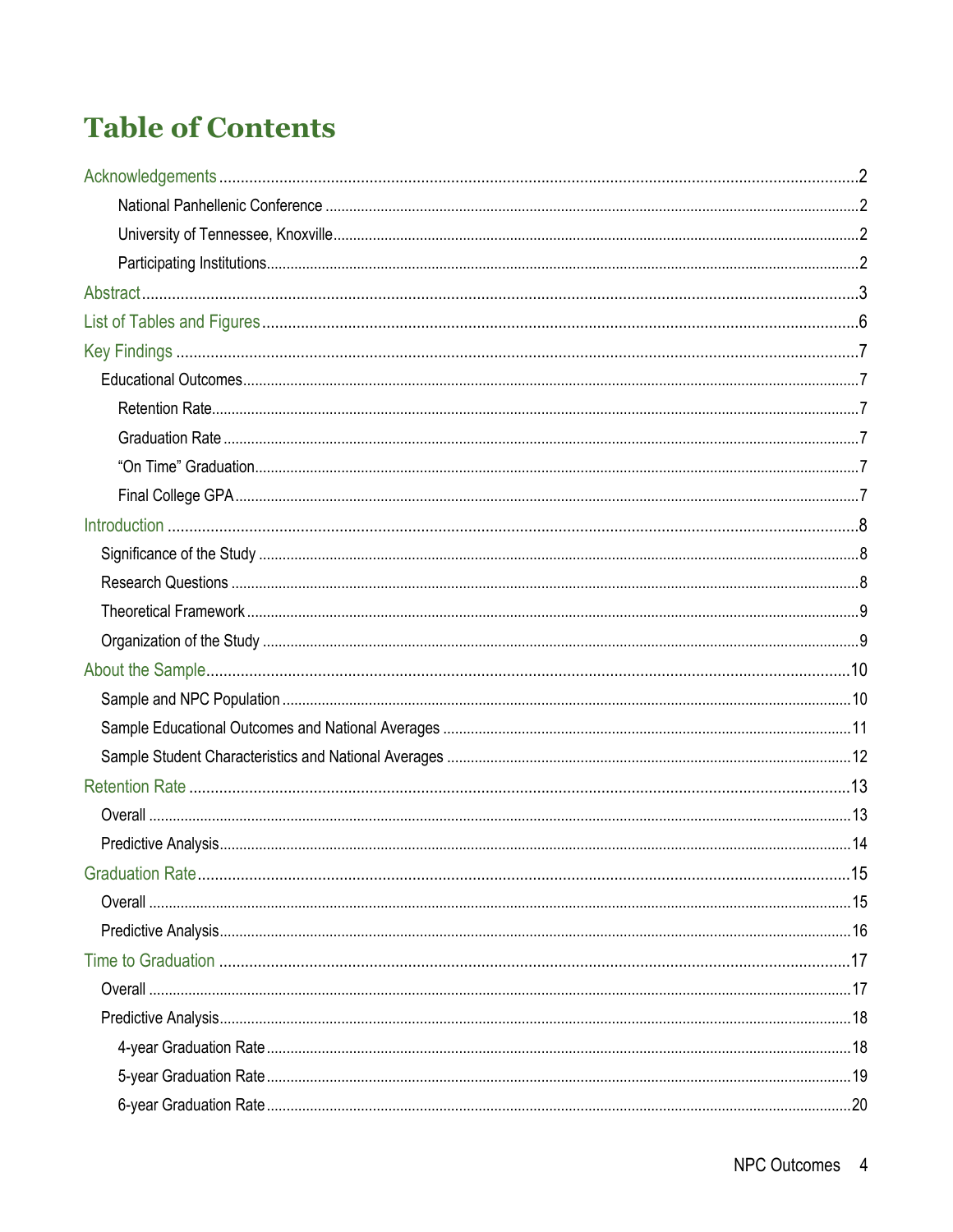# Table of Contents

Acknowledgements ....................................................... 2

- National Panhellenic Conference ....................................................... 2
- University of Tennessee, Knoxville ....................................................... 2
- Participating Institutions ....................................................... 2

Abstract ....................................................... 3

List of Tables and Figures ....................................................... 6

Key Findings ....................................................... 7

- Educational Outcomes ....................................................... 7
  - Retention Rate ....................................................... 7
  - Graduation Rate ....................................................... 7
  - “On Time” Graduation ....................................................... 7
  - Final College GPA ....................................................... 7

Introduction ....................................................... 8

- Significance of the Study ....................................................... 8
- Research Questions ....................................................... 8
- Theoretical Framework ....................................................... 9
- Organization of the Study ....................................................... 9

About the Sample ....................................................... 10

- Sample and NPC Population ....................................................... 10
- Sample Educational Outcomes and National Averages ....................................................... 11
- Sample Student Characteristics and National Averages ....................................................... 12

Retention Rate ....................................................... 13

- Overall ....................................................... 13
- Predictive Analysis ....................................................... 14

Graduation Rate ....................................................... 15

- Overall ....................................................... 15
- Predictive Analysis ....................................................... 16

Time to Graduation ....................................................... 17

- Overall ....................................................... 17
- Predictive Analysis ....................................................... 18
  - 4-year Graduation Rate ....................................................... 18
  - 5-year Graduation Rate ....................................................... 19
  - 6-year Graduation Rate ....................................................... 20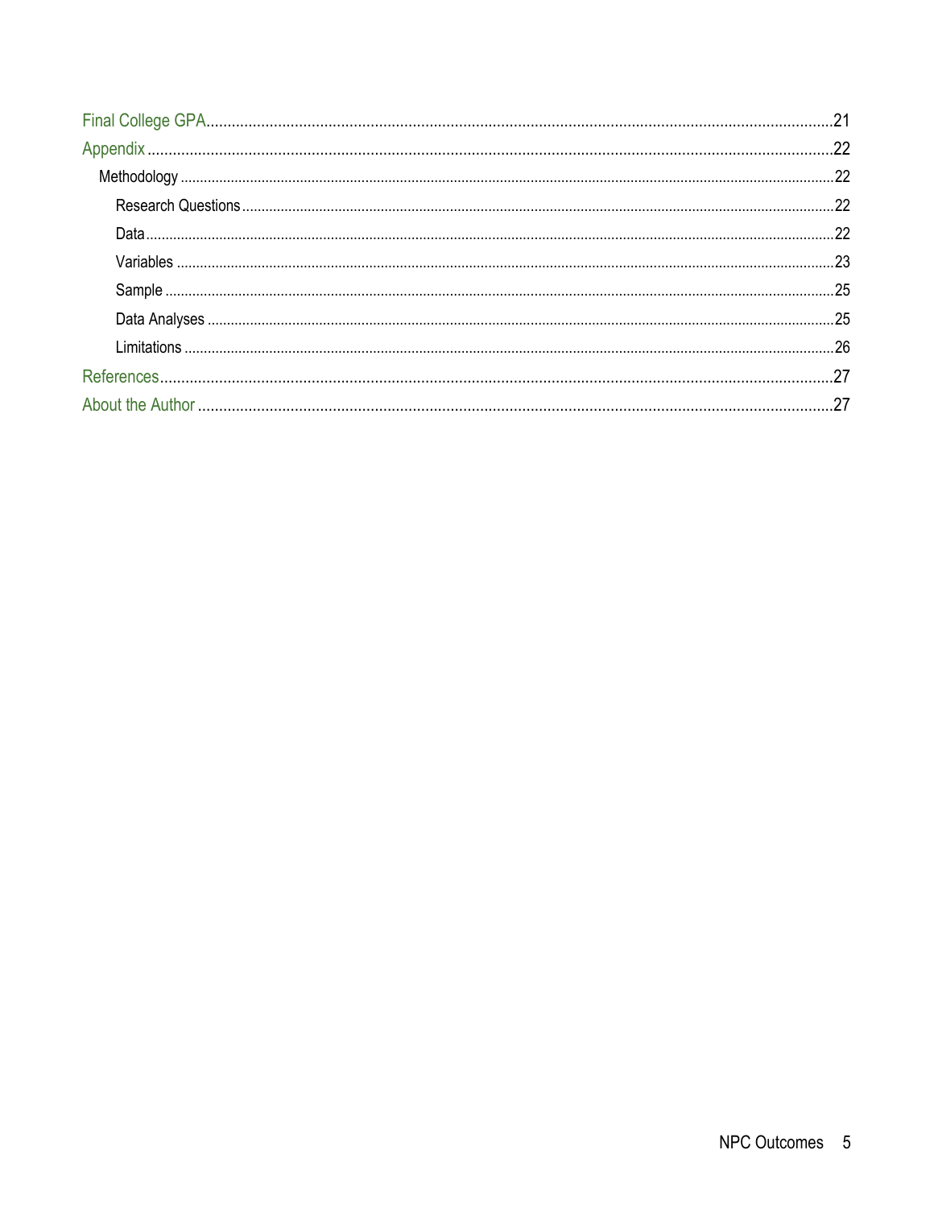Final College GPA ..... 21

Appendix ..... 22

- Methodology ..... 22
  - Research Questions ..... 22
  - Data ..... 22
  - Variables ..... 23
  - Sample ..... 25
  - Data Analyses ..... 25
  - Limitations ..... 26

References ..... 27

About the Author ..... 27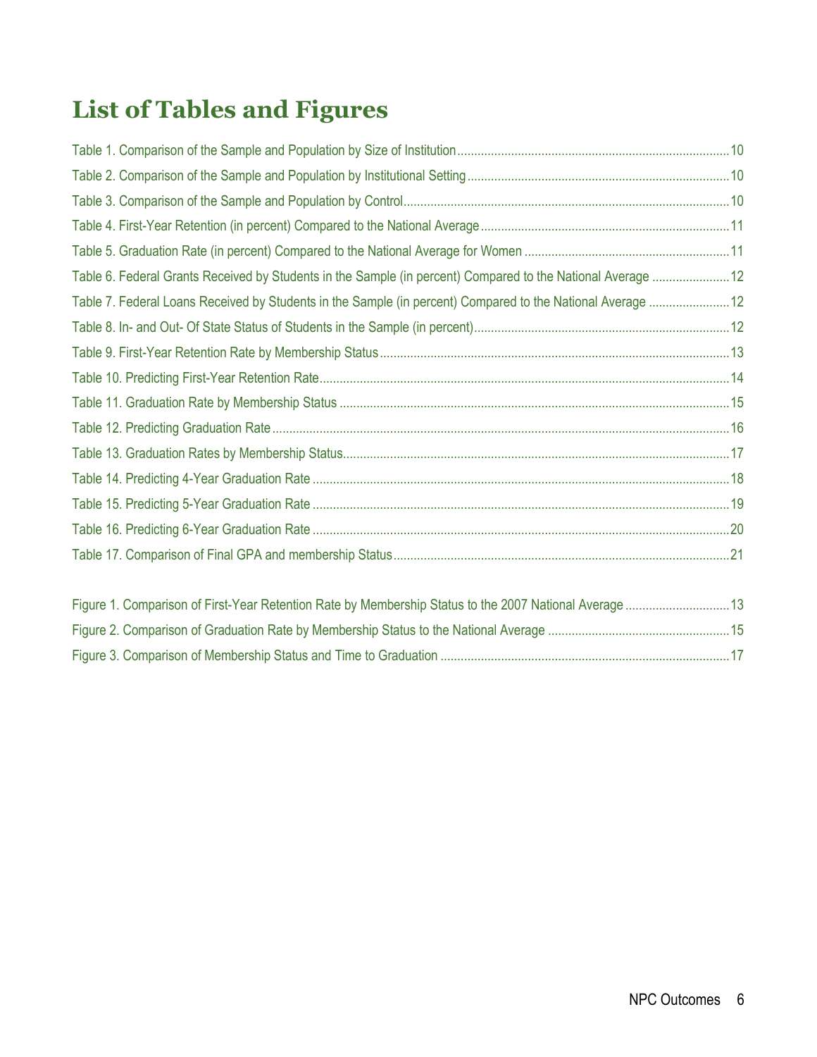# List of Tables and Figures

Table 1. Comparison of the Sample and Population by Size of Institution ........ 10
Table 2. Comparison of the Sample and Population by Institutional Setting ........ 10
Table 3. Comparison of the Sample and Population by Control ........ 10
Table 4. First-Year Retention (in percent) Compared to the National Average ........ 11
Table 5. Graduation Rate (in percent) Compared to the National Average for Women ........ 11
Table 6. Federal Grants Received by Students in the Sample (in percent) Compared to the National Average ........ 12
Table 7. Federal Loans Received by Students in the Sample (in percent) Compared to the National Average ........ 12
Table 8. In- and Out- Of State Status of Students in the Sample (in percent) ........ 12
Table 9. First-Year Retention Rate by Membership Status ........ 13
Table 10. Predicting First-Year Retention Rate ........ 14
Table 11. Graduation Rate by Membership Status ........ 15
Table 12. Predicting Graduation Rate ........ 16
Table 13. Graduation Rates by Membership Status ........ 17
Table 14. Predicting 4-Year Graduation Rate ........ 18
Table 15. Predicting 5-Year Graduation Rate ........ 19
Table 16. Predicting 6-Year Graduation Rate ........ 20
Table 17. Comparison of Final GPA and membership Status ........ 21

Figure 1. Comparison of First-Year Retention Rate by Membership Status to the 2007 National Average ........ 13
Figure 2. Comparison of Graduation Rate by Membership Status to the National Average ........ 15
Figure 3. Comparison of Membership Status and Time to Graduation ........ 17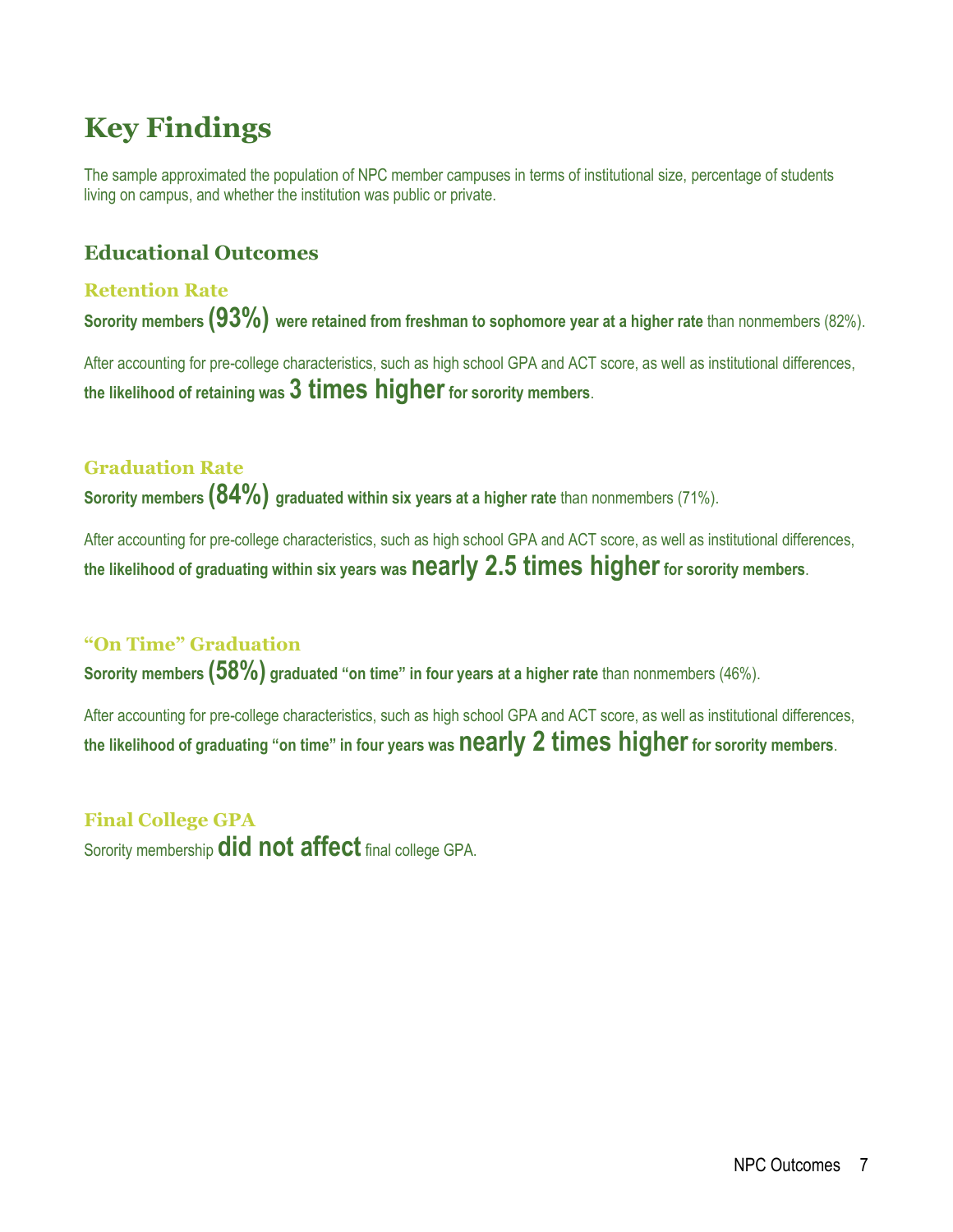# Key Findings

The sample approximated the population of NPC member campuses in terms of institutional size, percentage of students living on campus, and whether the institution was public or private.

## Educational Outcomes

### Retention Rate

**Sorority members (93%) were retained from freshman to sophomore year at a higher rate** than nonmembers (82%).

After accounting for pre-college characteristics, such as high school GPA and ACT score, as well as institutional differences, **the likelihood of retaining was 3 times higher for sorority members**.

### Graduation Rate

**Sorority members (84%) graduated within six years at a higher rate** than nonmembers (71%).

After accounting for pre-college characteristics, such as high school GPA and ACT score, as well as institutional differences, **the likelihood of graduating within six years was nearly 2.5 times higher for sorority members**.

### "On Time" Graduation

**Sorority members (58%) graduated "on time" in four years at a higher rate** than nonmembers (46%).

After accounting for pre-college characteristics, such as high school GPA and ACT score, as well as institutional differences, **the likelihood of graduating "on time" in four years was nearly 2 times higher for sorority members**.

### Final College GPA

Sorority membership **did not affect** final college GPA.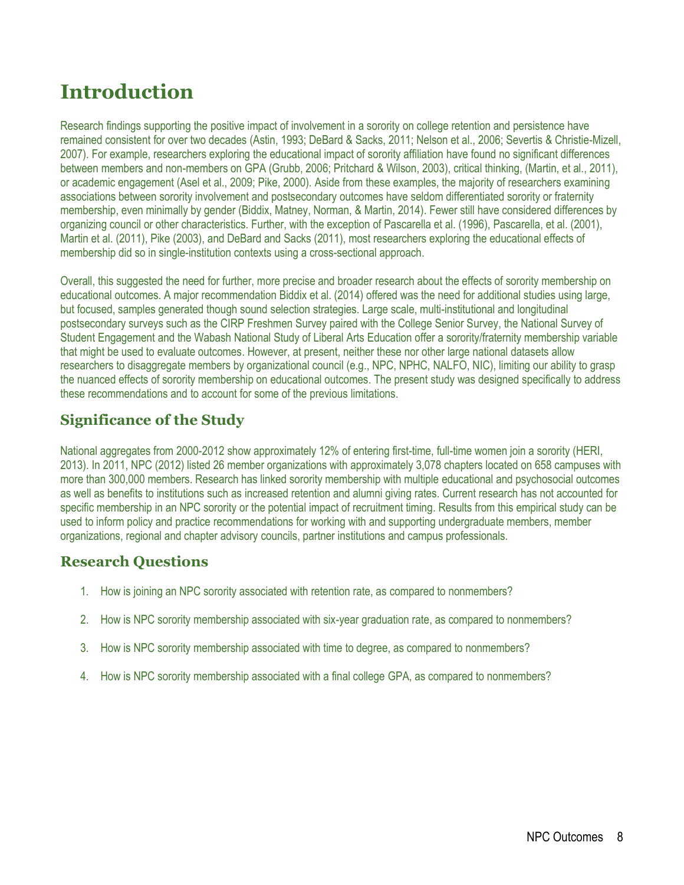# Introduction

Research findings supporting the positive impact of involvement in a sorority on college retention and persistence have remained consistent for over two decades (Astin, 1993; DeBard & Sacks, 2011; Nelson et al., 2006; Severtis & Christie-Mizell, 2007). For example, researchers exploring the educational impact of sorority affiliation have found no significant differences between members and non-members on GPA (Grubb, 2006; Pritchard & Wilson, 2003), critical thinking, (Martin, et al., 2011), or academic engagement (Asel et al., 2009; Pike, 2000). Aside from these examples, the majority of researchers examining associations between sorority involvement and postsecondary outcomes have seldom differentiated sorority or fraternity membership, even minimally by gender (Biddix, Matney, Norman, & Martin, 2014). Fewer still have considered differences by organizing council or other characteristics. Further, with the exception of Pascarella et al. (1996), Pascarella, et al. (2001), Martin et al. (2011), Pike (2003), and DeBard and Sacks (2011), most researchers exploring the educational effects of membership did so in single-institution contexts using a cross-sectional approach.

Overall, this suggested the need for further, more precise and broader research about the effects of sorority membership on educational outcomes. A major recommendation Biddix et al. (2014) offered was the need for additional studies using large, but focused, samples generated though sound selection strategies. Large scale, multi-institutional and longitudinal postsecondary surveys such as the CIRP Freshmen Survey paired with the College Senior Survey, the National Survey of Student Engagement and the Wabash National Study of Liberal Arts Education offer a sorority/fraternity membership variable that might be used to evaluate outcomes. However, at present, neither these nor other large national datasets allow researchers to disaggregate members by organizational council (e.g., NPC, NPHC, NALFO, NIC), limiting our ability to grasp the nuanced effects of sorority membership on educational outcomes. The present study was designed specifically to address these recommendations and to account for some of the previous limitations.

## Significance of the Study

National aggregates from 2000-2012 show approximately 12% of entering first-time, full-time women join a sorority (HERI, 2013). In 2011, NPC (2012) listed 26 member organizations with approximately 3,078 chapters located on 658 campuses with more than 300,000 members. Research has linked sorority membership with multiple educational and psychosocial outcomes as well as benefits to institutions such as increased retention and alumni giving rates. Current research has not accounted for specific membership in an NPC sorority or the potential impact of recruitment timing. Results from this empirical study can be used to inform policy and practice recommendations for working with and supporting undergraduate members, member organizations, regional and chapter advisory councils, partner institutions and campus professionals.

## Research Questions

1. How is joining an NPC sorority associated with retention rate, as compared to nonmembers?
2. How is NPC sorority membership associated with six-year graduation rate, as compared to nonmembers?
3. How is NPC sorority membership associated with time to degree, as compared to nonmembers?
4. How is NPC sorority membership associated with a final college GPA, as compared to nonmembers?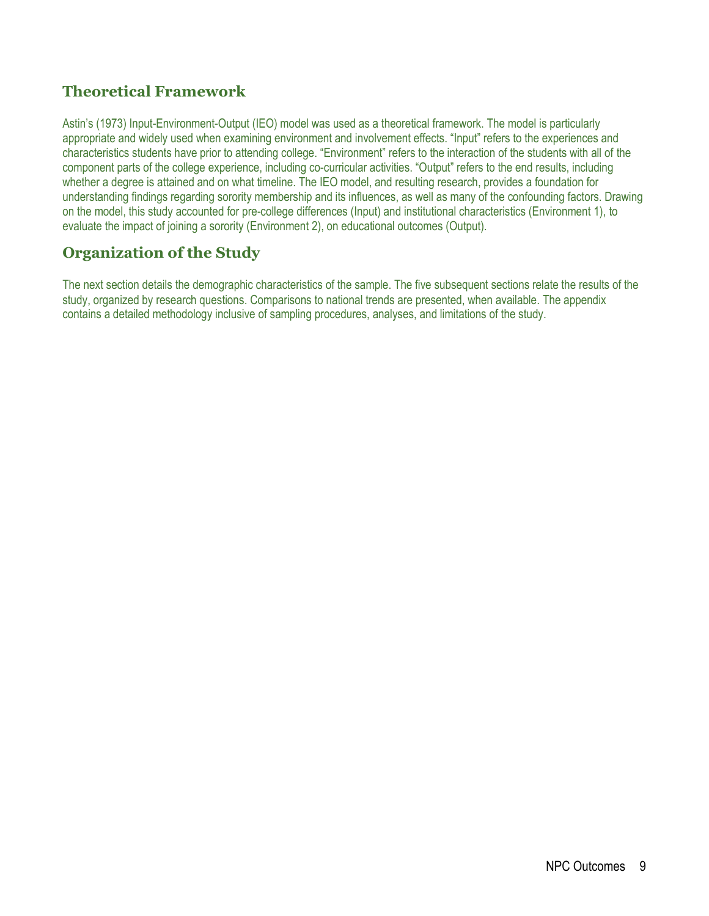## Theoretical Framework

Astin's (1973) Input-Environment-Output (IEO) model was used as a theoretical framework. The model is particularly appropriate and widely used when examining environment and involvement effects. "Input" refers to the experiences and characteristics students have prior to attending college. "Environment" refers to the interaction of the students with all of the component parts of the college experience, including co-curricular activities. "Output" refers to the end results, including whether a degree is attained and on what timeline. The IEO model, and resulting research, provides a foundation for understanding findings regarding sorority membership and its influences, as well as many of the confounding factors. Drawing on the model, this study accounted for pre-college differences (Input) and institutional characteristics (Environment 1), to evaluate the impact of joining a sorority (Environment 2), on educational outcomes (Output).

## Organization of the Study

The next section details the demographic characteristics of the sample. The five subsequent sections relate the results of the study, organized by research questions. Comparisons to national trends are presented, when available. The appendix contains a detailed methodology inclusive of sampling procedures, analyses, and limitations of the study.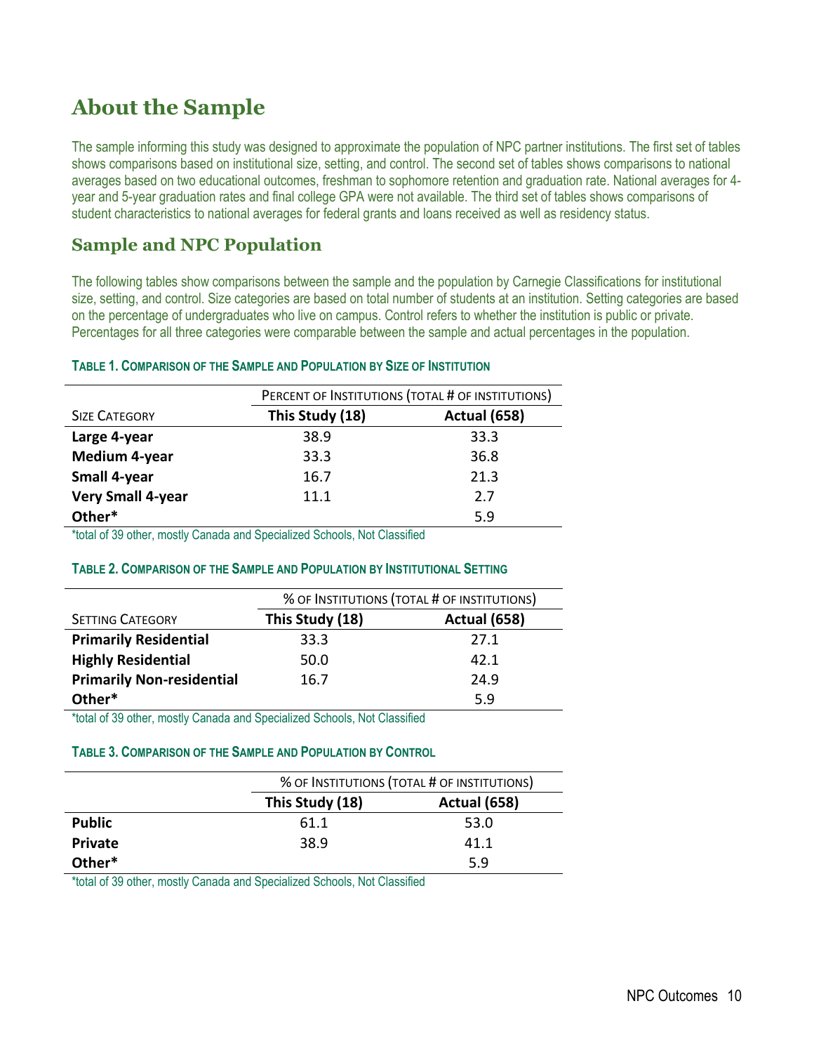# About the Sample

The sample informing this study was designed to approximate the population of NPC partner institutions. The first set of tables shows comparisons based on institutional size, setting, and control. The second set of tables shows comparisons to national averages based on two educational outcomes, freshman to sophomore retention and graduation rate. National averages for 4-year and 5-year graduation rates and final college GPA were not available. The third set of tables shows comparisons of student characteristics to national averages for federal grants and loans received as well as residency status.

## Sample and NPC Population

The following tables show comparisons between the sample and the population by Carnegie Classifications for institutional size, setting, and control. Size categories are based on total number of students at an institution. Setting categories are based on the percentage of undergraduates who live on campus. Control refers to whether the institution is public or private. Percentages for all three categories were comparable between the sample and actual percentages in the population.

**Table 1. Comparison of the Sample and Population by Size of Institution**

| | Percent of Institutions (total # of institutions) | |
|---|---|---|
| Size Category | This Study (18) | Actual (658) |
| **Large 4-year** | 38.9 | 33.3 |
| **Medium 4-year** | 33.3 | 36.8 |
| **Small 4-year** | 16.7 | 21.3 |
| **Very Small 4-year** | 11.1 | 2.7 |
| **Other*** | | 5.9 |

*total of 39 other, mostly Canada and Specialized Schools, Not Classified

**Table 2. Comparison of the Sample and Population by Institutional Setting**

| | % of Institutions (total # of institutions) | |
|---|---|---|
| Setting Category | This Study (18) | Actual (658) |
| **Primarily Residential** | 33.3 | 27.1 |
| **Highly Residential** | 50.0 | 42.1 |
| **Primarily Non-residential** | 16.7 | 24.9 |
| **Other*** | | 5.9 |

*total of 39 other, mostly Canada and Specialized Schools, Not Classified

**Table 3. Comparison of the Sample and Population by Control**

| | % of Institutions (total # of institutions) | |
|---|---|---|
| | This Study (18) | Actual (658) |
| **Public** | 61.1 | 53.0 |
| **Private** | 38.9 | 41.1 |
| **Other*** | | 5.9 |

*total of 39 other, mostly Canada and Specialized Schools, Not Classified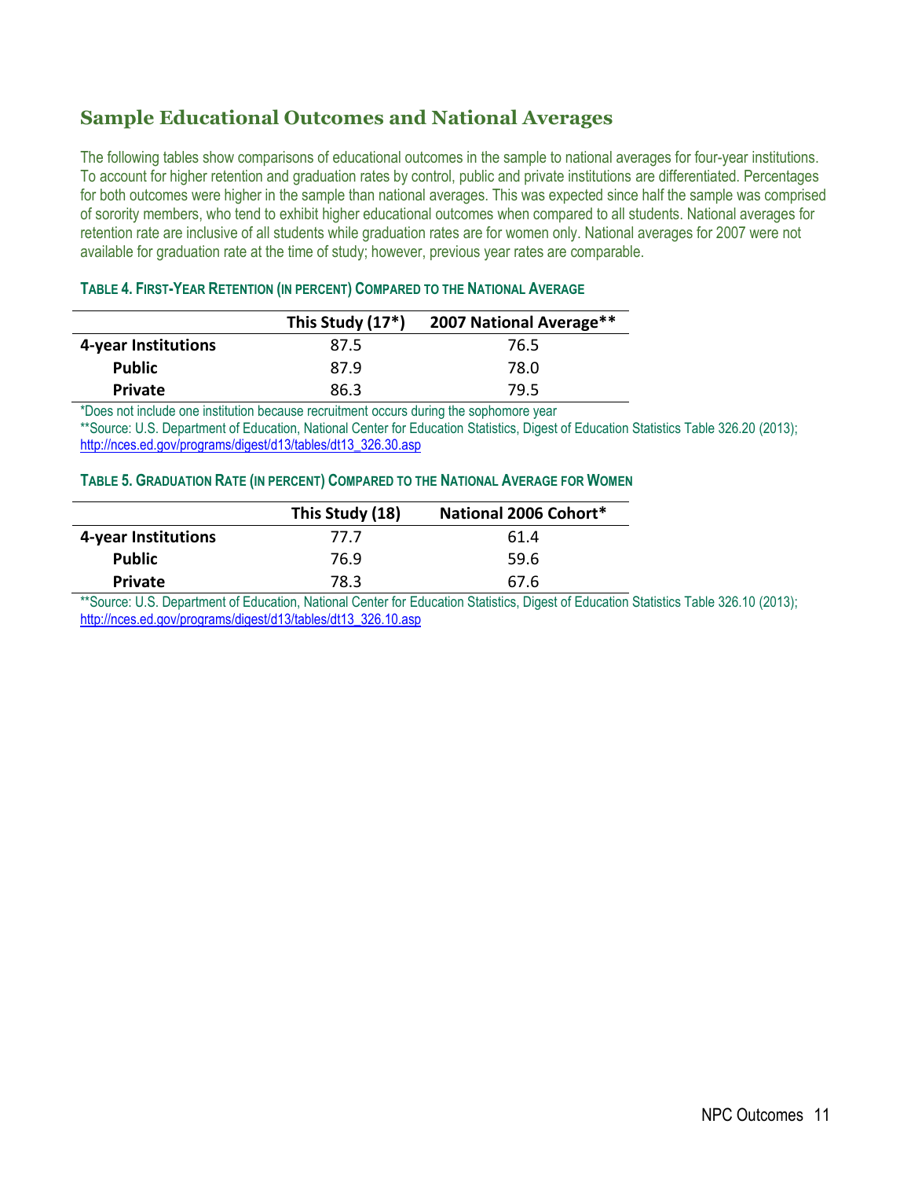## Sample Educational Outcomes and National Averages

The following tables show comparisons of educational outcomes in the sample to national averages for four-year institutions. To account for higher retention and graduation rates by control, public and private institutions are differentiated. Percentages for both outcomes were higher in the sample than national averages. This was expected since half the sample was comprised of sorority members, who tend to exhibit higher educational outcomes when compared to all students. National averages for retention rate are inclusive of all students while graduation rates are for women only. National averages for 2007 were not available for graduation rate at the time of study; however, previous year rates are comparable.

**TABLE 4. FIRST-YEAR RETENTION (IN PERCENT) COMPARED TO THE NATIONAL AVERAGE**

| | This Study (17*) | 2007 National Average** |
|---|---|---|
| **4-year Institutions** | 87.5 | 76.5 |
| **Public** | 87.9 | 78.0 |
| **Private** | 86.3 | 79.5 |

*Does not include one institution because recruitment occurs during the sophomore year

**Source: U.S. Department of Education, National Center for Education Statistics, Digest of Education Statistics Table 326.20 (2013); http://nces.ed.gov/programs/digest/d13/tables/dt13_326.30.asp

**TABLE 5. GRADUATION RATE (IN PERCENT) COMPARED TO THE NATIONAL AVERAGE FOR WOMEN**

| | This Study (18) | National 2006 Cohort* |
|---|---|---|
| **4-year Institutions** | 77.7 | 61.4 |
| **Public** | 76.9 | 59.6 |
| **Private** | 78.3 | 67.6 |

**Source: U.S. Department of Education, National Center for Education Statistics, Digest of Education Statistics Table 326.10 (2013); http://nces.ed.gov/programs/digest/d13/tables/dt13_326.10.asp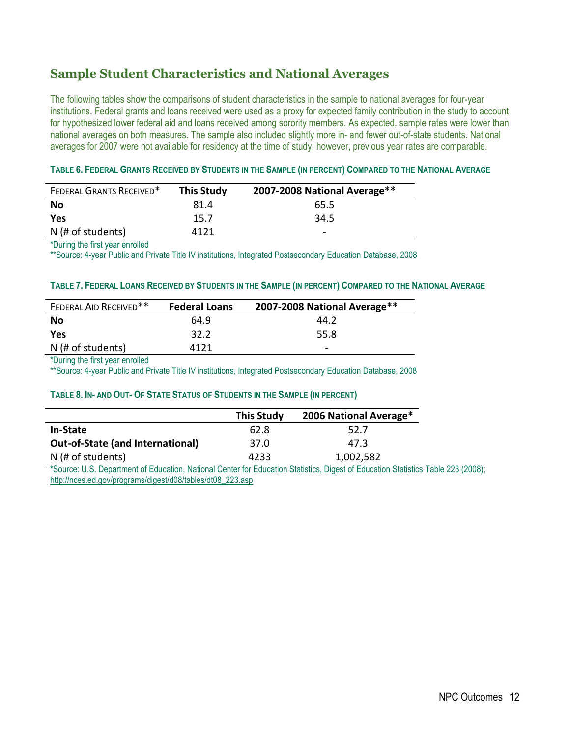## Sample Student Characteristics and National Averages

The following tables show the comparisons of student characteristics in the sample to national averages for four-year institutions. Federal grants and loans received were used as a proxy for expected family contribution in the study to account for hypothesized lower federal aid and loans received among sorority members. As expected, sample rates were lower than national averages on both measures. The sample also included slightly more in- and fewer out-of-state students. National averages for 2007 were not available for residency at the time of study; however, previous year rates are comparable.

**Table 6. Federal Grants Received by Students in the Sample (in percent) Compared to the National Average**

| Federal Grants Received* | This Study | 2007-2008 National Average** |
|---|---|---|
| **No** | 81.4 | 65.5 |
| **Yes** | 15.7 | 34.5 |
| N (# of students) | 4121 | - |

*During the first year enrolled

**Source: 4-year Public and Private Title IV institutions, Integrated Postsecondary Education Database, 2008

**Table 7. Federal Loans Received by Students in the Sample (in percent) Compared to the National Average**

| Federal Aid Received** | Federal Loans | 2007-2008 National Average** |
|---|---|---|
| **No** | 64.9 | 44.2 |
| **Yes** | 32.2 | 55.8 |
| N (# of students) | 4121 | - |

*During the first year enrolled

**Source: 4-year Public and Private Title IV institutions, Integrated Postsecondary Education Database, 2008

**Table 8. In- and Out- of State Status of Students in the Sample (in percent)**

| | This Study | 2006 National Average* |
|---|---|---|
| **In-State** | 62.8 | 52.7 |
| **Out-of-State (and International)** | 37.0 | 47.3 |
| N (# of students) | 4233 | 1,002,582 |

*Source: U.S. Department of Education, National Center for Education Statistics, Digest of Education Statistics Table 223 (2008); http://nces.ed.gov/programs/digest/d08/tables/dt08_223.asp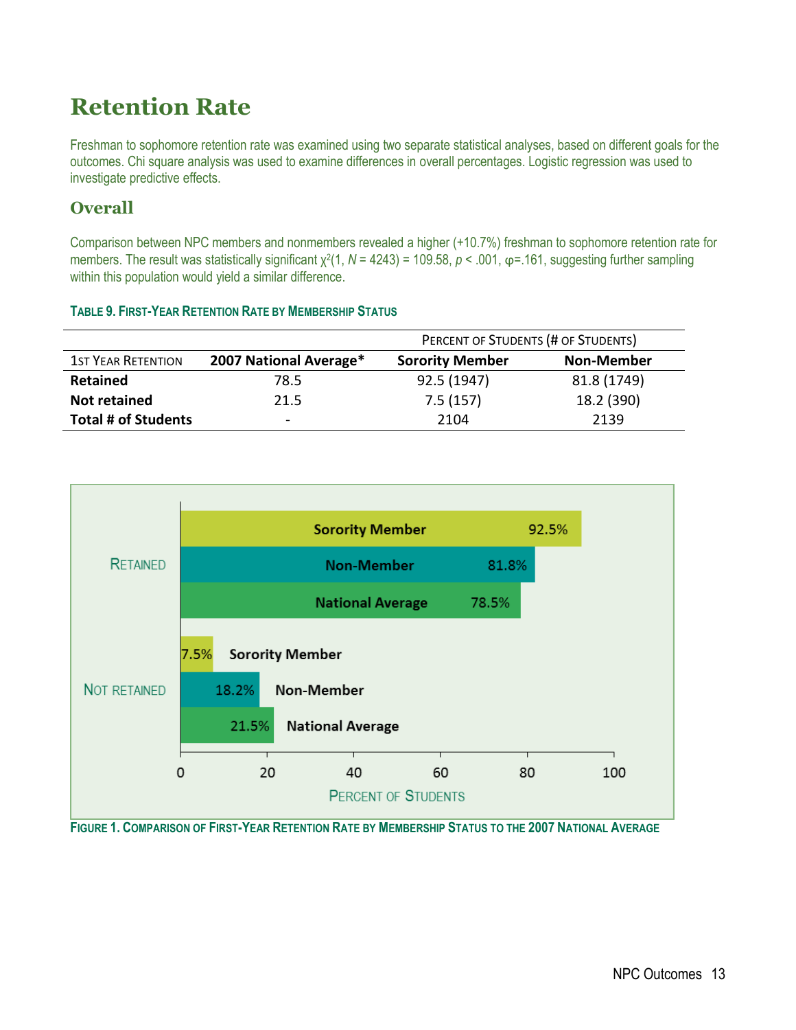# Retention Rate

Freshman to sophomore retention rate was examined using two separate statistical analyses, based on different goals for the outcomes. Chi square analysis was used to examine differences in overall percentages. Logistic regression was used to investigate predictive effects.

## Overall

Comparison between NPC members and nonmembers revealed a higher (+10.7%) freshman to sophomore retention rate for members. The result was statistically significant $\chi^2(1, N = 4243) = 109.58$, $p < .001$, $\varphi = .161$, suggesting further sampling within this population would yield a similar difference.

**TABLE 9. FIRST-YEAR RETENTION RATE BY MEMBERSHIP STATUS**

| | | PERCENT OF STUDENTS (# OF STUDENTS) | |
|---|---|---|---|
| 1ST YEAR RETENTION | **2007 National Average*** | **Sorority Member** | **Non-Member** |
| **Retained** | 78.5 | 92.5 (1947) | 81.8 (1749) |
| **Not retained** | 21.5 | 7.5 (157) | 18.2 (390) |
| **Total # of Students** | - | 2104 | 2139 |

**FIGURE 1. COMPARISON OF FIRST-YEAR RETENTION RATE BY MEMBERSHIP STATUS TO THE 2007 NATIONAL AVERAGE**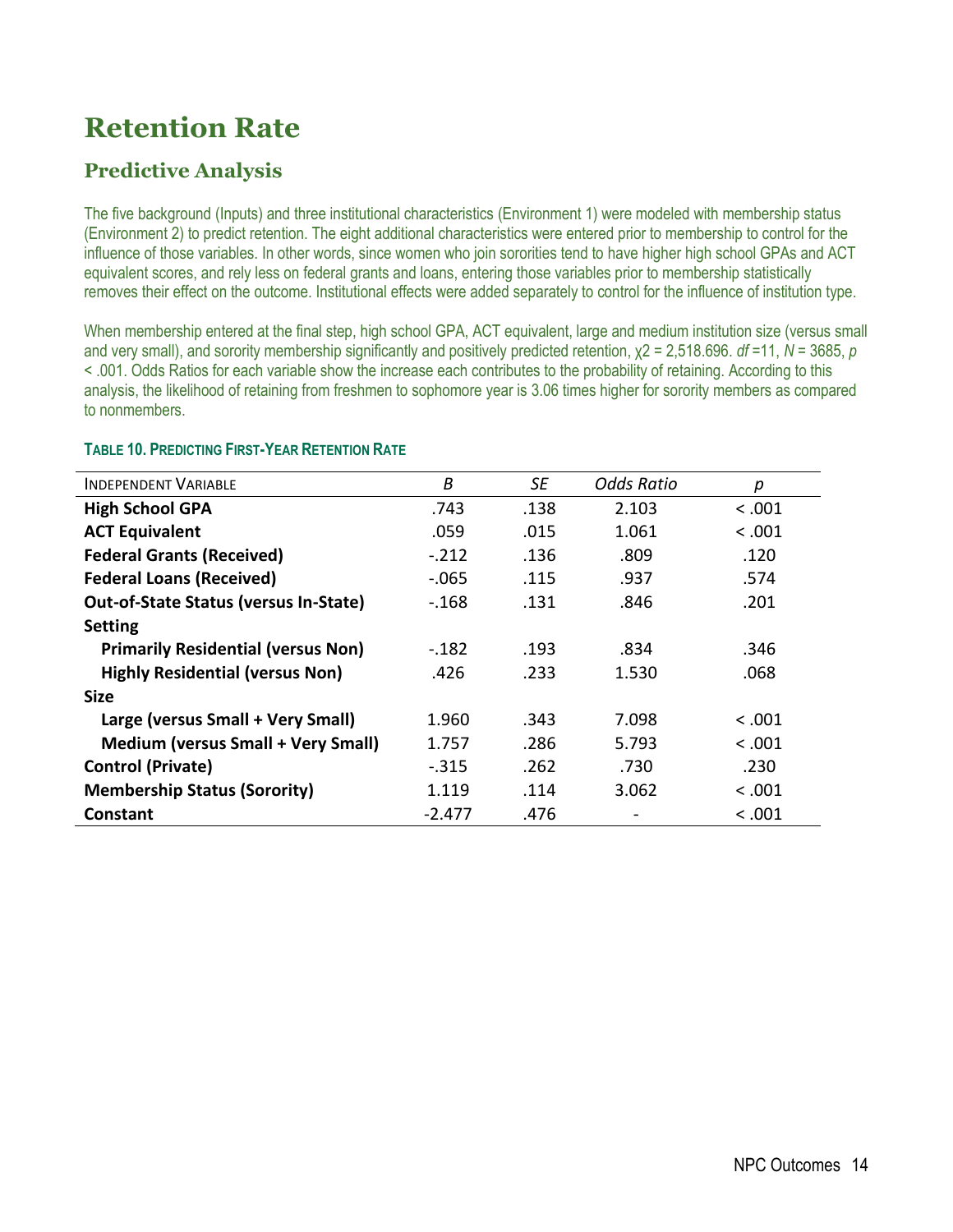# Retention Rate

## Predictive Analysis

The five background (Inputs) and three institutional characteristics (Environment 1) were modeled with membership status (Environment 2) to predict retention. The eight additional characteristics were entered prior to membership to control for the influence of those variables. In other words, since women who join sororities tend to have higher high school GPAs and ACT equivalent scores, and rely less on federal grants and loans, entering those variables prior to membership statistically removes their effect on the outcome. Institutional effects were added separately to control for the influence of institution type.

When membership entered at the final step, high school GPA, ACT equivalent, large and medium institution size (versus small and very small), and sorority membership significantly and positively predicted retention, $\chi2$ = 2,518.696. *df* =11, *N* = 3685, *p* < .001. Odds Ratios for each variable show the increase each contributes to the probability of retaining. According to this analysis, the likelihood of retaining from freshmen to sophomore year is 3.06 times higher for sorority members as compared to nonmembers.

**TABLE 10. PREDICTING FIRST-YEAR RETENTION RATE**

| INDEPENDENT VARIABLE | *B* | *SE* | *Odds Ratio* | *p* |
|---|---|---|---|---|
| **High School GPA** | .743 | .138 | 2.103 | < .001 |
| **ACT Equivalent** | .059 | .015 | 1.061 | < .001 |
| **Federal Grants (Received)** | -.212 | .136 | .809 | .120 |
| **Federal Loans (Received)** | -.065 | .115 | .937 | .574 |
| **Out-of-State Status (versus In-State)** | -.168 | .131 | .846 | .201 |
| **Setting** | | | | |
| **Primarily Residential (versus Non)** | -.182 | .193 | .834 | .346 |
| **Highly Residential (versus Non)** | .426 | .233 | 1.530 | .068 |
| **Size** | | | | |
| **Large (versus Small + Very Small)** | 1.960 | .343 | 7.098 | < .001 |
| **Medium (versus Small + Very Small)** | 1.757 | .286 | 5.793 | < .001 |
| **Control (Private)** | -.315 | .262 | .730 | .230 |
| **Membership Status (Sorority)** | 1.119 | .114 | 3.062 | < .001 |
| **Constant** | -2.477 | .476 | - | < .001 |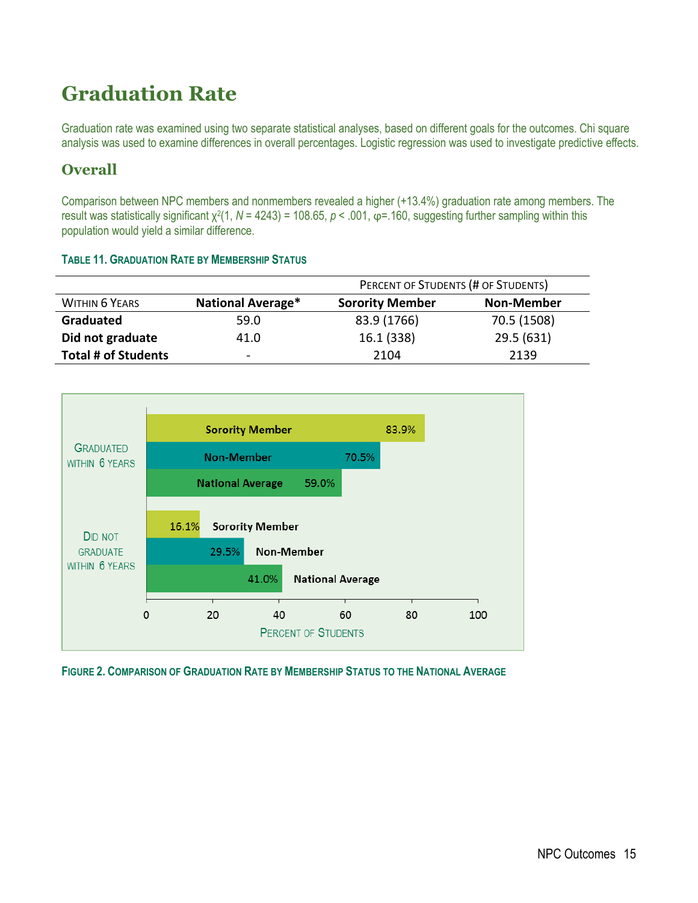# Graduation Rate

Graduation rate was examined using two separate statistical analyses, based on different goals for the outcomes. Chi square analysis was used to examine differences in overall percentages. Logistic regression was used to investigate predictive effects.

## Overall

Comparison between NPC members and nonmembers revealed a higher (+13.4%) graduation rate among members. The result was statistically significant $\chi^2(1, N = 4243) = 108.65$, $p < .001$, $\varphi = .160$, suggesting further sampling within this population would yield a similar difference.

**TABLE 11. GRADUATION RATE BY MEMBERSHIP STATUS**

| | | Percent of Students (# of Students) | |
|---|---|---|---|
| Within 6 Years | **National Average*** | **Sorority Member** | **Non-Member** |
| **Graduated** | 59.0 | 83.9 (1766) | 70.5 (1508) |
| **Did not graduate** | 41.0 | 16.1 (338) | 29.5 (631) |
| **Total # of Students** | - | 2104 | 2139 |

| Percent of Students | Sorority Member | Non-Member | National Average |
|---|---|---|---|
| Graduated within 6 years | 83.9% | 70.5% | 59.0% |
| Did not graduate within 6 years | 16.1% | 29.5% | 41.0% |

**FIGURE 2. COMPARISON OF GRADUATION RATE BY MEMBERSHIP STATUS TO THE NATIONAL AVERAGE**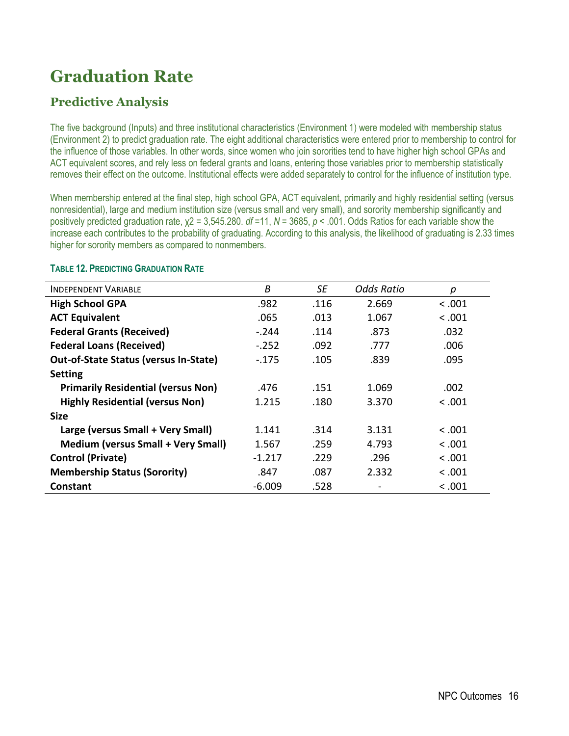# Graduation Rate

## Predictive Analysis

The five background (Inputs) and three institutional characteristics (Environment 1) were modeled with membership status (Environment 2) to predict graduation rate. The eight additional characteristics were entered prior to membership to control for the influence of those variables. In other words, since women who join sororities tend to have higher high school GPAs and ACT equivalent scores, and rely less on federal grants and loans, entering those variables prior to membership statistically removes their effect on the outcome. Institutional effects were added separately to control for the influence of institution type.

When membership entered at the final step, high school GPA, ACT equivalent, primarily and highly residential setting (versus nonresidential), large and medium institution size (versus small and very small), and sorority membership significantly and positively predicted graduation rate, $\chi2$ = 3,545.280. *df* =11, *N* = 3685, $p < .001$. Odds Ratios for each variable show the increase each contributes to the probability of graduating. According to this analysis, the likelihood of graduating is 2.33 times higher for sorority members as compared to nonmembers.

**TABLE 12. PREDICTING GRADUATION RATE**

| INDEPENDENT VARIABLE | *B* | *SE* | *Odds Ratio* | *p* |
|---|---|---|---|---|
| **High School GPA** | .982 | .116 | 2.669 | < .001 |
| **ACT Equivalent** | .065 | .013 | 1.067 | < .001 |
| **Federal Grants (Received)** | -.244 | .114 | .873 | .032 |
| **Federal Loans (Received)** | -.252 | .092 | .777 | .006 |
| **Out-of-State Status (versus In-State)** | -.175 | .105 | .839 | .095 |
| **Setting** | | | | |
| **Primarily Residential (versus Non)** | .476 | .151 | 1.069 | .002 |
| **Highly Residential (versus Non)** | 1.215 | .180 | 3.370 | < .001 |
| **Size** | | | | |
| **Large (versus Small + Very Small)** | 1.141 | .314 | 3.131 | < .001 |
| **Medium (versus Small + Very Small)** | 1.567 | .259 | 4.793 | < .001 |
| **Control (Private)** | -1.217 | .229 | .296 | < .001 |
| **Membership Status (Sorority)** | .847 | .087 | 2.332 | < .001 |
| **Constant** | -6.009 | .528 | - | < .001 |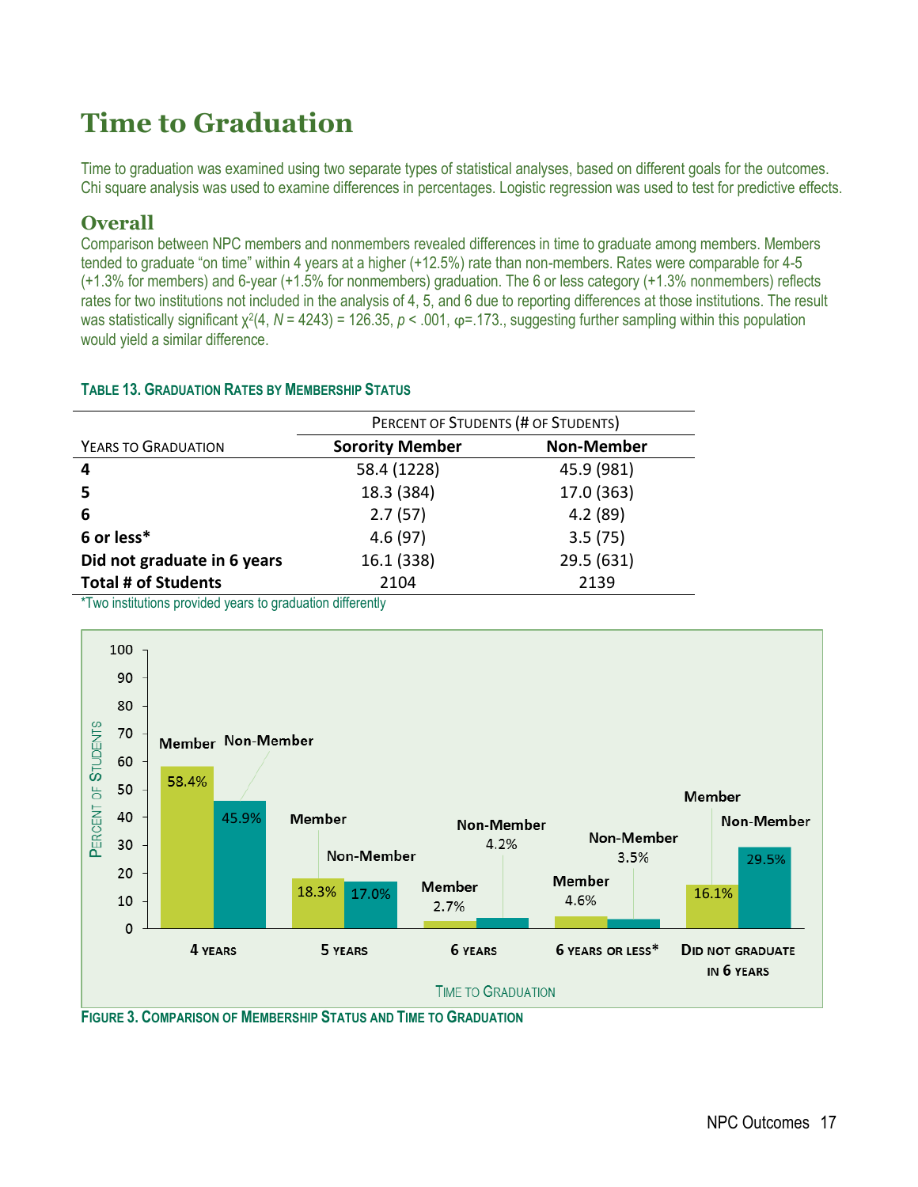# Time to Graduation

Time to graduation was examined using two separate types of statistical analyses, based on different goals for the outcomes. Chi square analysis was used to examine differences in percentages. Logistic regression was used to test for predictive effects.

## Overall

Comparison between NPC members and nonmembers revealed differences in time to graduate among members. Members tended to graduate "on time" within 4 years at a higher (+12.5%) rate than non-members. Rates were comparable for 4-5 (+1.3% for members) and 6-year (+1.5% for nonmembers) graduation. The 6 or less category (+1.3% nonmembers) reflects rates for two institutions not included in the analysis of 4, 5, and 6 due to reporting differences at those institutions. The result was statistically significant $\chi^2(4, N = 4243) = 126.35$, $p < .001$, $\varphi=.173$., suggesting further sampling within this population would yield a similar difference.

**TABLE 13. GRADUATION RATES BY MEMBERSHIP STATUS**

| | PERCENT OF STUDENTS (# OF STUDENTS) | |
|---|---|---|
| YEARS TO GRADUATION | **Sorority Member** | **Non-Member** |
| **4** | 58.4 (1228) | 45.9 (981) |
| **5** | 18.3 (384) | 17.0 (363) |
| **6** | 2.7 (57) | 4.2 (89) |
| **6 or less*** | 4.6 (97) | 3.5 (75) |
| **Did not graduate in 6 years** | 16.1 (338) | 29.5 (631) |
| **Total # of Students** | 2104 | 2139 |

*Two institutions provided years to graduation differently

| Time to Graduation | Member | Non-Member |
|---|---|---|
| 4 years | 58.4% | 45.9% |
| 5 years | 18.3% | 17.0% |
| 6 years | 2.7% | 4.2% |
| 6 years or less* | 4.6% | 3.5% |
| Did not graduate in 6 years | 16.1% | 29.5% |

**FIGURE 3. COMPARISON OF MEMBERSHIP STATUS AND TIME TO GRADUATION**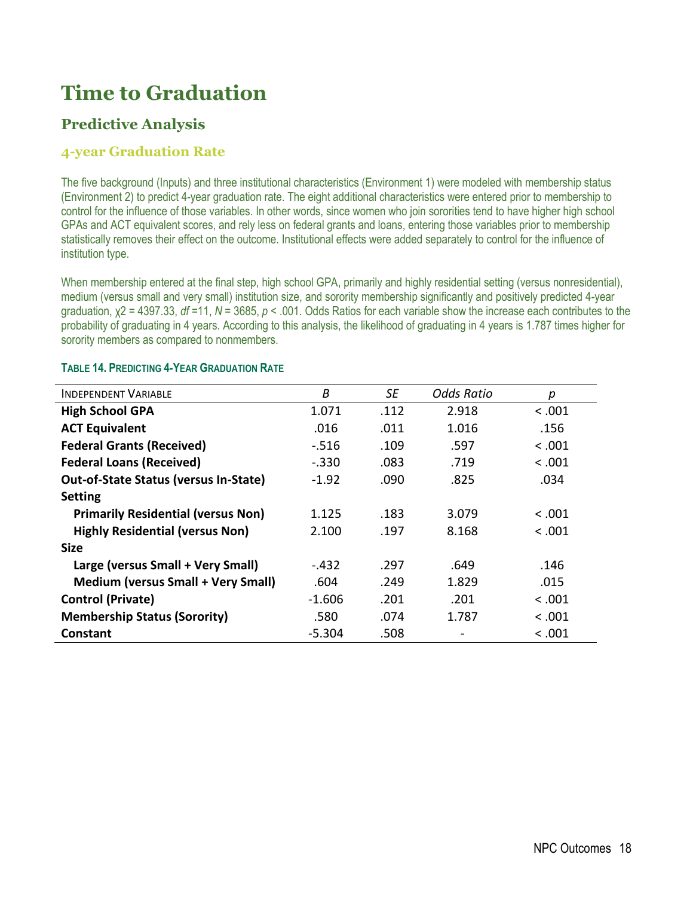# Time to Graduation

## Predictive Analysis

### 4-year Graduation Rate

The five background (Inputs) and three institutional characteristics (Environment 1) were modeled with membership status (Environment 2) to predict 4-year graduation rate. The eight additional characteristics were entered prior to membership to control for the influence of those variables. In other words, since women who join sororities tend to have higher high school GPAs and ACT equivalent scores, and rely less on federal grants and loans, entering those variables prior to membership statistically removes their effect on the outcome. Institutional effects were added separately to control for the influence of institution type.

When membership entered at the final step, high school GPA, primarily and highly residential setting (versus nonresidential), medium (versus small and very small) institution size, and sorority membership significantly and positively predicted 4-year graduation, $\chi 2 = 4397.33$, $df = 11$, $N = 3685$, $p < .001$. Odds Ratios for each variable show the increase each contributes to the probability of graduating in 4 years. According to this analysis, the likelihood of graduating in 4 years is 1.787 times higher for sorority members as compared to nonmembers.

**Table 14. Predicting 4-Year Graduation Rate**

| Independent Variable | *B* | *SE* | *Odds Ratio* | *p* |
|---|---|---|---|---|
| **High School GPA** | 1.071 | .112 | 2.918 | < .001 |
| **ACT Equivalent** | .016 | .011 | 1.016 | .156 |
| **Federal Grants (Received)** | -.516 | .109 | .597 | < .001 |
| **Federal Loans (Received)** | -.330 | .083 | .719 | < .001 |
| **Out-of-State Status (versus In-State)** | -1.92 | .090 | .825 | .034 |
| **Setting** | | | | |
| **Primarily Residential (versus Non)** | 1.125 | .183 | 3.079 | < .001 |
| **Highly Residential (versus Non)** | 2.100 | .197 | 8.168 | < .001 |
| **Size** | | | | |
| **Large (versus Small + Very Small)** | -.432 | .297 | .649 | .146 |
| **Medium (versus Small + Very Small)** | .604 | .249 | 1.829 | .015 |
| **Control (Private)** | -1.606 | .201 | .201 | < .001 |
| **Membership Status (Sorority)** | .580 | .074 | 1.787 | < .001 |
| **Constant** | -5.304 | .508 | - | < .001 |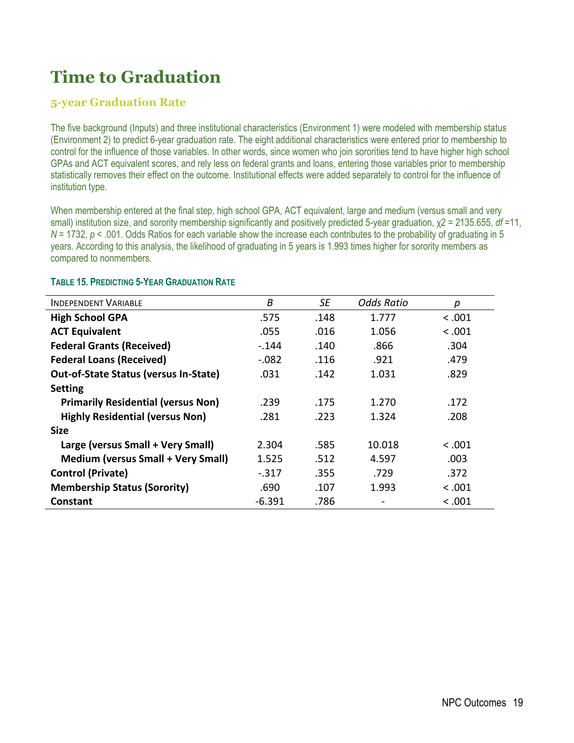# Time to Graduation

## 5-year Graduation Rate

The five background (Inputs) and three institutional characteristics (Environment 1) were modeled with membership status (Environment 2) to predict 6-year graduation rate. The eight additional characteristics were entered prior to membership to control for the influence of those variables. In other words, since women who join sororities tend to have higher high school GPAs and ACT equivalent scores, and rely less on federal grants and loans, entering those variables prior to membership statistically removes their effect on the outcome. Institutional effects were added separately to control for the influence of institution type.

When membership entered at the final step, high school GPA, ACT equivalent, large and medium (versus small and very small) institution size, and sorority membership significantly and positively predicted 5-year graduation, $\chi 2$ = 2135.655, *df* =11, *N* = 1732, $p < .001$. Odds Ratios for each variable show the increase each contributes to the probability of graduating in 5 years. According to this analysis, the likelihood of graduating in 5 years is 1.993 times higher for sorority members as compared to nonmembers.

**Table 15. Predicting 5-Year Graduation Rate**

| Independent Variable | *B* | *SE* | *Odds Ratio* | *p* |
|---|---|---|---|---|
| **High School GPA** | .575 | .148 | 1.777 | < .001 |
| **ACT Equivalent** | .055 | .016 | 1.056 | < .001 |
| **Federal Grants (Received)** | -.144 | .140 | .866 | .304 |
| **Federal Loans (Received)** | -.082 | .116 | .921 | .479 |
| **Out-of-State Status (versus In-State)** | .031 | .142 | 1.031 | .829 |
| **Setting** | | | | |
| **Primarily Residential (versus Non)** | .239 | .175 | 1.270 | .172 |
| **Highly Residential (versus Non)** | .281 | .223 | 1.324 | .208 |
| **Size** | | | | |
| **Large (versus Small + Very Small)** | 2.304 | .585 | 10.018 | < .001 |
| **Medium (versus Small + Very Small)** | 1.525 | .512 | 4.597 | .003 |
| **Control (Private)** | -.317 | .355 | .729 | .372 |
| **Membership Status (Sorority)** | .690 | .107 | 1.993 | < .001 |
| **Constant** | -6.391 | .786 | - | < .001 |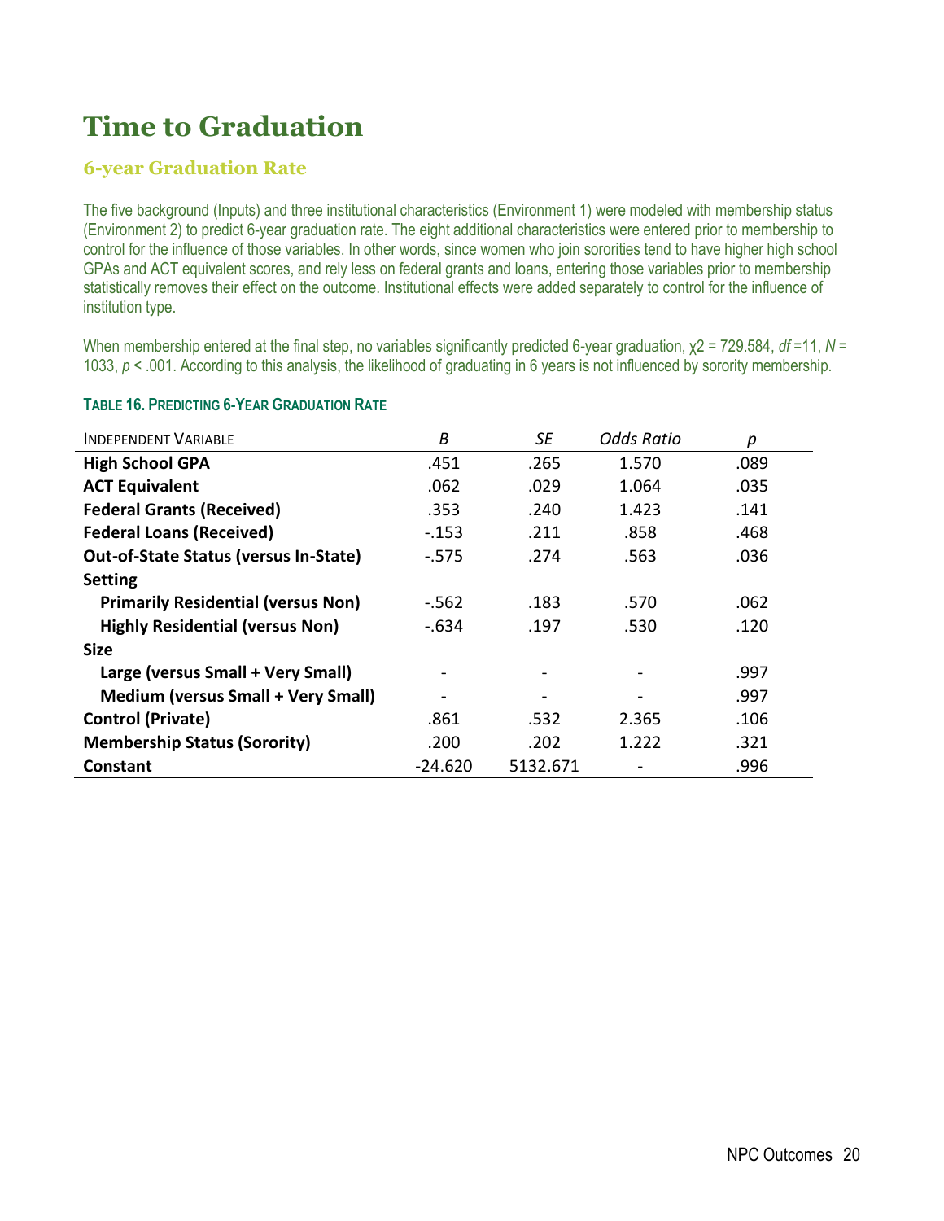# Time to Graduation

## 6-year Graduation Rate

The five background (Inputs) and three institutional characteristics (Environment 1) were modeled with membership status (Environment 2) to predict 6-year graduation rate. The eight additional characteristics were entered prior to membership to control for the influence of those variables. In other words, since women who join sororities tend to have higher high school GPAs and ACT equivalent scores, and rely less on federal grants and loans, entering those variables prior to membership statistically removes their effect on the outcome. Institutional effects were added separately to control for the influence of institution type.

When membership entered at the final step, no variables significantly predicted 6-year graduation, $\chi 2 = 729.584$, $df = 11$, $N = 1033$, $p < .001$. According to this analysis, the likelihood of graduating in 6 years is not influenced by sorority membership.

**TABLE 16. PREDICTING 6-YEAR GRADUATION RATE**

| INDEPENDENT VARIABLE | *B* | *SE* | *Odds Ratio* | *p* |
|---|---|---|---|---|
| **High School GPA** | .451 | .265 | 1.570 | .089 |
| **ACT Equivalent** | .062 | .029 | 1.064 | .035 |
| **Federal Grants (Received)** | .353 | .240 | 1.423 | .141 |
| **Federal Loans (Received)** | -.153 | .211 | .858 | .468 |
| **Out-of-State Status (versus In-State)** | -.575 | .274 | .563 | .036 |
| **Setting** | | | | |
| **Primarily Residential (versus Non)** | -.562 | .183 | .570 | .062 |
| **Highly Residential (versus Non)** | -.634 | .197 | .530 | .120 |
| **Size** | | | | |
| **Large (versus Small + Very Small)** | - | - | - | .997 |
| **Medium (versus Small + Very Small)** | - | - | - | .997 |
| **Control (Private)** | .861 | .532 | 2.365 | .106 |
| **Membership Status (Sorority)** | .200 | .202 | 1.222 | .321 |
| **Constant** | -24.620 | 5132.671 | - | .996 |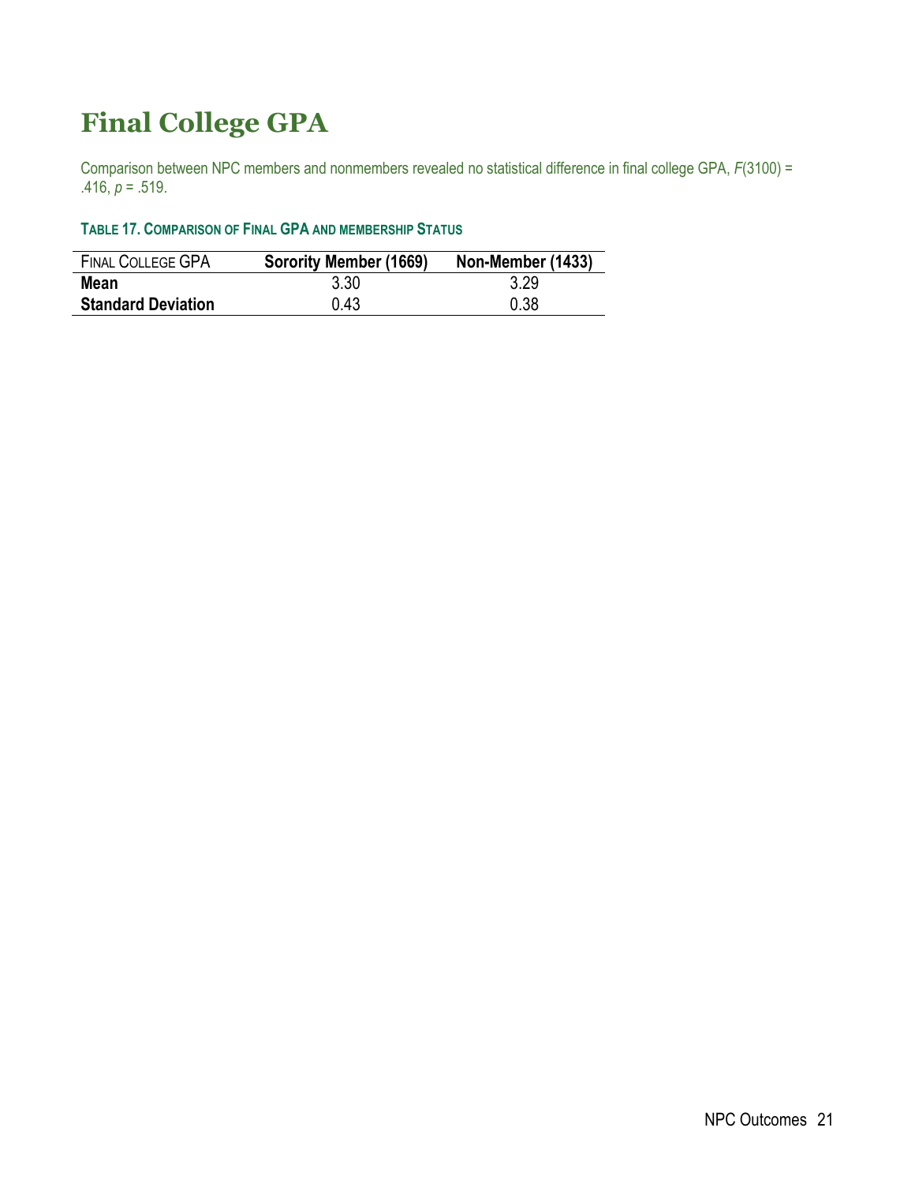# Final College GPA

Comparison between NPC members and nonmembers revealed no statistical difference in final college GPA, $F(3100) = .416$, $p = .519$.

**Table 17. Comparison of Final GPA and membership Status**

| Final College GPA | Sorority Member (1669) | Non-Member (1433) |
|---|---|---|
| **Mean** | 3.30 | 3.29 |
| **Standard Deviation** | 0.43 | 0.38 |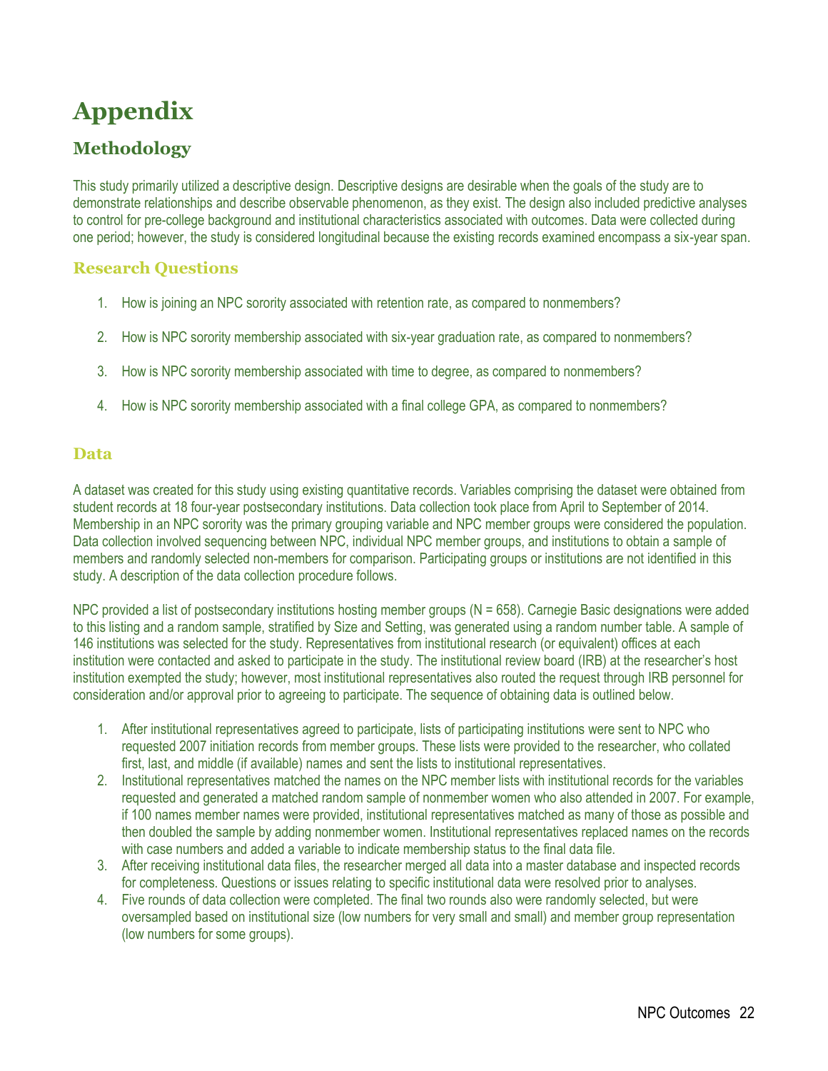# Appendix

## Methodology

This study primarily utilized a descriptive design. Descriptive designs are desirable when the goals of the study are to demonstrate relationships and describe observable phenomenon, as they exist. The design also included predictive analyses to control for pre-college background and institutional characteristics associated with outcomes. Data were collected during one period; however, the study is considered longitudinal because the existing records examined encompass a six-year span.

### Research Questions

1. How is joining an NPC sorority associated with retention rate, as compared to nonmembers?
2. How is NPC sorority membership associated with six-year graduation rate, as compared to nonmembers?
3. How is NPC sorority membership associated with time to degree, as compared to nonmembers?
4. How is NPC sorority membership associated with a final college GPA, as compared to nonmembers?

### Data

A dataset was created for this study using existing quantitative records. Variables comprising the dataset were obtained from student records at 18 four-year postsecondary institutions. Data collection took place from April to September of 2014. Membership in an NPC sorority was the primary grouping variable and NPC member groups were considered the population. Data collection involved sequencing between NPC, individual NPC member groups, and institutions to obtain a sample of members and randomly selected non-members for comparison. Participating groups or institutions are not identified in this study. A description of the data collection procedure follows.

NPC provided a list of postsecondary institutions hosting member groups (N = 658). Carnegie Basic designations were added to this listing and a random sample, stratified by Size and Setting, was generated using a random number table. A sample of 146 institutions was selected for the study. Representatives from institutional research (or equivalent) offices at each institution were contacted and asked to participate in the study. The institutional review board (IRB) at the researcher's host institution exempted the study; however, most institutional representatives also routed the request through IRB personnel for consideration and/or approval prior to agreeing to participate. The sequence of obtaining data is outlined below.

1. After institutional representatives agreed to participate, lists of participating institutions were sent to NPC who requested 2007 initiation records from member groups. These lists were provided to the researcher, who collated first, last, and middle (if available) names and sent the lists to institutional representatives.
2. Institutional representatives matched the names on the NPC member lists with institutional records for the variables requested and generated a matched random sample of nonmember women who also attended in 2007. For example, if 100 names member names were provided, institutional representatives matched as many of those as possible and then doubled the sample by adding nonmember women. Institutional representatives replaced names on the records with case numbers and added a variable to indicate membership status to the final data file.
3. After receiving institutional data files, the researcher merged all data into a master database and inspected records for completeness. Questions or issues relating to specific institutional data were resolved prior to analyses.
4. Five rounds of data collection were completed. The final two rounds also were randomly selected, but were oversampled based on institutional size (low numbers for very small and small) and member group representation (low numbers for some groups).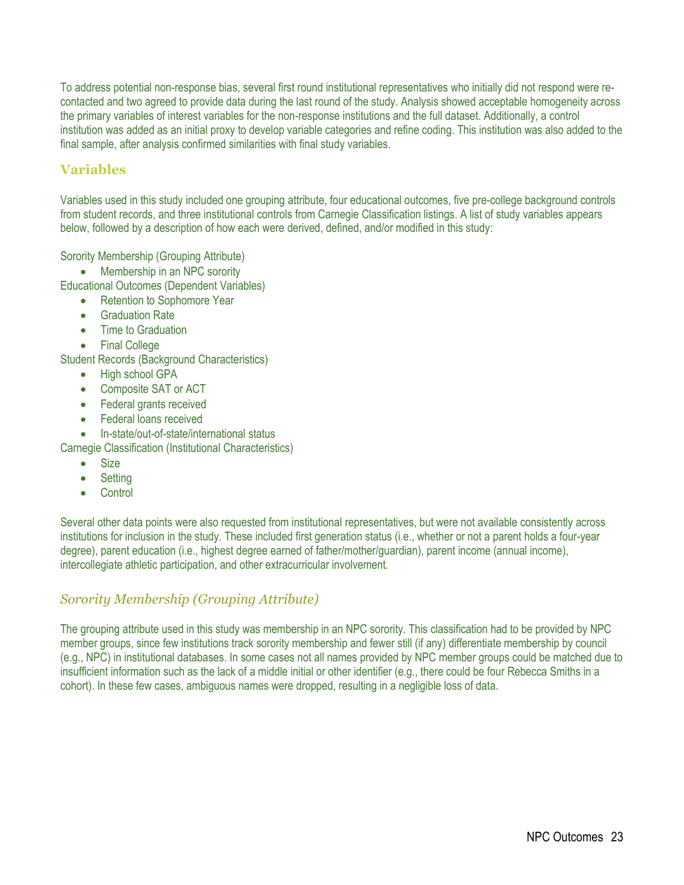To address potential non-response bias, several first round institutional representatives who initially did not respond were re-contacted and two agreed to provide data during the last round of the study. Analysis showed acceptable homogeneity across the primary variables of interest variables for the non-response institutions and the full dataset. Additionally, a control institution was added as an initial proxy to develop variable categories and refine coding. This institution was also added to the final sample, after analysis confirmed similarities with final study variables.

## Variables

Variables used in this study included one grouping attribute, four educational outcomes, five pre-college background controls from student records, and three institutional controls from Carnegie Classification listings. A list of study variables appears below, followed by a description of how each were derived, defined, and/or modified in this study:

Sority Membership (Grouping Attribute)

- Membership in an NPC sorority

Educational Outcomes (Dependent Variables)

- Retention to Sophomore Year
- Graduation Rate
- Time to Graduation
- Final College

Student Records (Background Characteristics)

- High school GPA
- Composite SAT or ACT
- Federal grants received
- Federal loans received
- In-state/out-of-state/international status

Carnegie Classification (Institutional Characteristics)

- Size
- Setting
- Control

Several other data points were also requested from institutional representatives, but were not available consistently across institutions for inclusion in the study. These included first generation status (i.e., whether or not a parent holds a four-year degree), parent education (i.e., highest degree earned of father/mother/guardian), parent income (annual income), intercollegiate athletic participation, and other extracurricular involvement.

### *Sorority Membership (Grouping Attribute)*

The grouping attribute used in this study was membership in an NPC sorority. This classification had to be provided by NPC member groups, since few institutions track sorority membership and fewer still (if any) differentiate membership by council (e.g., NPC) in institutional databases. In some cases not all names provided by NPC member groups could be matched due to insufficient information such as the lack of a middle initial or other identifier (e.g., there could be four Rebecca Smiths in a cohort). In these few cases, ambiguous names were dropped, resulting in a negligible loss of data.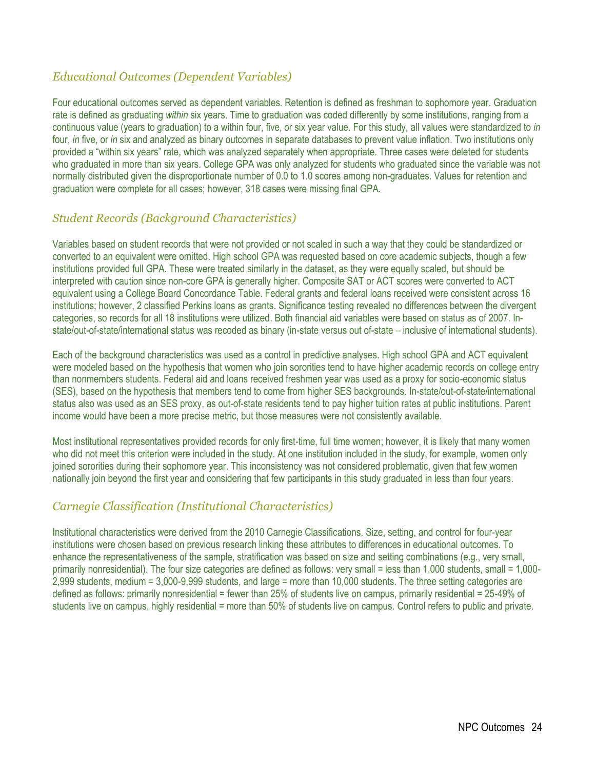## *Educational Outcomes (Dependent Variables)*

Four educational outcomes served as dependent variables. Retention is defined as freshman to sophomore year. Graduation rate is defined as graduating *within* six years. Time to graduation was coded differently by some institutions, ranging from a continuous value (years to graduation) to a within four, five, or six year value. For this study, all values were standardized to *in* four, *in* five, or *in* six and analyzed as binary outcomes in separate databases to prevent value inflation. Two institutions only provided a "within six years" rate, which was analyzed separately when appropriate. Three cases were deleted for students who graduated in more than six years. College GPA was only analyzed for students who graduated since the variable was not normally distributed given the disproportionate number of 0.0 to 1.0 scores among non-graduates. Values for retention and graduation were complete for all cases; however, 318 cases were missing final GPA.

## *Student Records (Background Characteristics)*

Variables based on student records that were not provided or not scaled in such a way that they could be standardized or converted to an equivalent were omitted. High school GPA was requested based on core academic subjects, though a few institutions provided full GPA. These were treated similarly in the dataset, as they were equally scaled, but should be interpreted with caution since non-core GPA is generally higher. Composite SAT or ACT scores were converted to ACT equivalent using a College Board Concordance Table. Federal grants and federal loans received were consistent across 16 institutions; however, 2 classified Perkins loans as grants. Significance testing revealed no differences between the divergent categories, so records for all 18 institutions were utilized. Both financial aid variables were based on status as of 2007. In-state/out-of-state/international status was recoded as binary (in-state versus out of-state – inclusive of international students).

Each of the background characteristics was used as a control in predictive analyses. High school GPA and ACT equivalent were modeled based on the hypothesis that women who join sororities tend to have higher academic records on college entry than nonmembers students. Federal aid and loans received freshmen year was used as a proxy for socio-economic status (SES), based on the hypothesis that members tend to come from higher SES backgrounds. In-state/out-of-state/international status also was used as an SES proxy, as out-of-state residents tend to pay higher tuition rates at public institutions. Parent income would have been a more precise metric, but those measures were not consistently available.

Most institutional representatives provided records for only first-time, full time women; however, it is likely that many women who did not meet this criterion were included in the study. At one institution included in the study, for example, women only joined sororities during their sophomore year. This inconsistency was not considered problematic, given that few women nationally join beyond the first year and considering that few participants in this study graduated in less than four years.

## *Carnegie Classification (Institutional Characteristics)*

Institutional characteristics were derived from the 2010 Carnegie Classifications. Size, setting, and control for four-year institutions were chosen based on previous research linking these attributes to differences in educational outcomes. To enhance the representativeness of the sample, stratification was based on size and setting combinations (e.g., very small, primarily nonresidential). The four size categories are defined as follows: very small = less than 1,000 students, small = 1,000-2,999 students, medium = 3,000-9,999 students, and large = more than 10,000 students. The three setting categories are defined as follows: primarily nonresidential = fewer than 25% of students live on campus, primarily residential = 25-49% of students live on campus, highly residential = more than 50% of students live on campus. Control refers to public and private.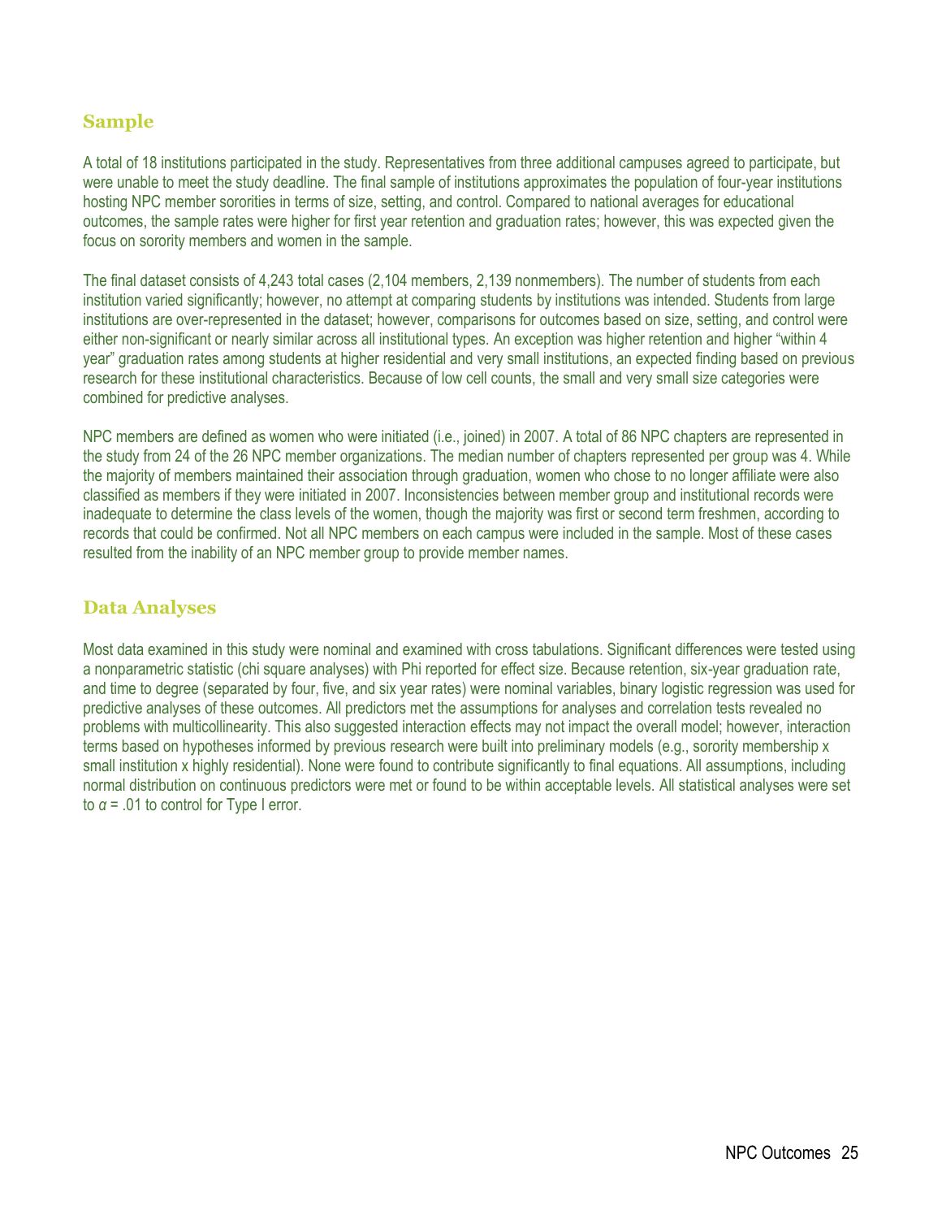## Sample

A total of 18 institutions participated in the study. Representatives from three additional campuses agreed to participate, but were unable to meet the study deadline. The final sample of institutions approximates the population of four-year institutions hosting NPC member sororities in terms of size, setting, and control. Compared to national averages for educational outcomes, the sample rates were higher for first year retention and graduation rates; however, this was expected given the focus on sorority members and women in the sample.

The final dataset consists of 4,243 total cases (2,104 members, 2,139 nonmembers). The number of students from each institution varied significantly; however, no attempt at comparing students by institutions was intended. Students from large institutions are over-represented in the dataset; however, comparisons for outcomes based on size, setting, and control were either non-significant or nearly similar across all institutional types. An exception was higher retention and higher "within 4 year" graduation rates among students at higher residential and very small institutions, an expected finding based on previous research for these institutional characteristics. Because of low cell counts, the small and very small size categories were combined for predictive analyses.

NPC members are defined as women who were initiated (i.e., joined) in 2007. A total of 86 NPC chapters are represented in the study from 24 of the 26 NPC member organizations. The median number of chapters represented per group was 4. While the majority of members maintained their association through graduation, women who chose to no longer affiliate were also classified as members if they were initiated in 2007. Inconsistencies between member group and institutional records were inadequate to determine the class levels of the women, though the majority was first or second term freshmen, according to records that could be confirmed. Not all NPC members on each campus were included in the sample. Most of these cases resulted from the inability of an NPC member group to provide member names.

## Data Analyses

Most data examined in this study were nominal and examined with cross tabulations. Significant differences were tested using a nonparametric statistic (chi square analyses) with Phi reported for effect size. Because retention, six-year graduation rate, and time to degree (separated by four, five, and six year rates) were nominal variables, binary logistic regression was used for predictive analyses of these outcomes. All predictors met the assumptions for analyses and correlation tests revealed no problems with multicollinearity. This also suggested interaction effects may not impact the overall model; however, interaction terms based on hypotheses informed by previous research were built into preliminary models (e.g., sorority membership x small institution x highly residential). None were found to contribute significantly to final equations. All assumptions, including normal distribution on continuous predictors were met or found to be within acceptable levels. All statistical analyses were set to $\alpha = .01$ to control for Type I error.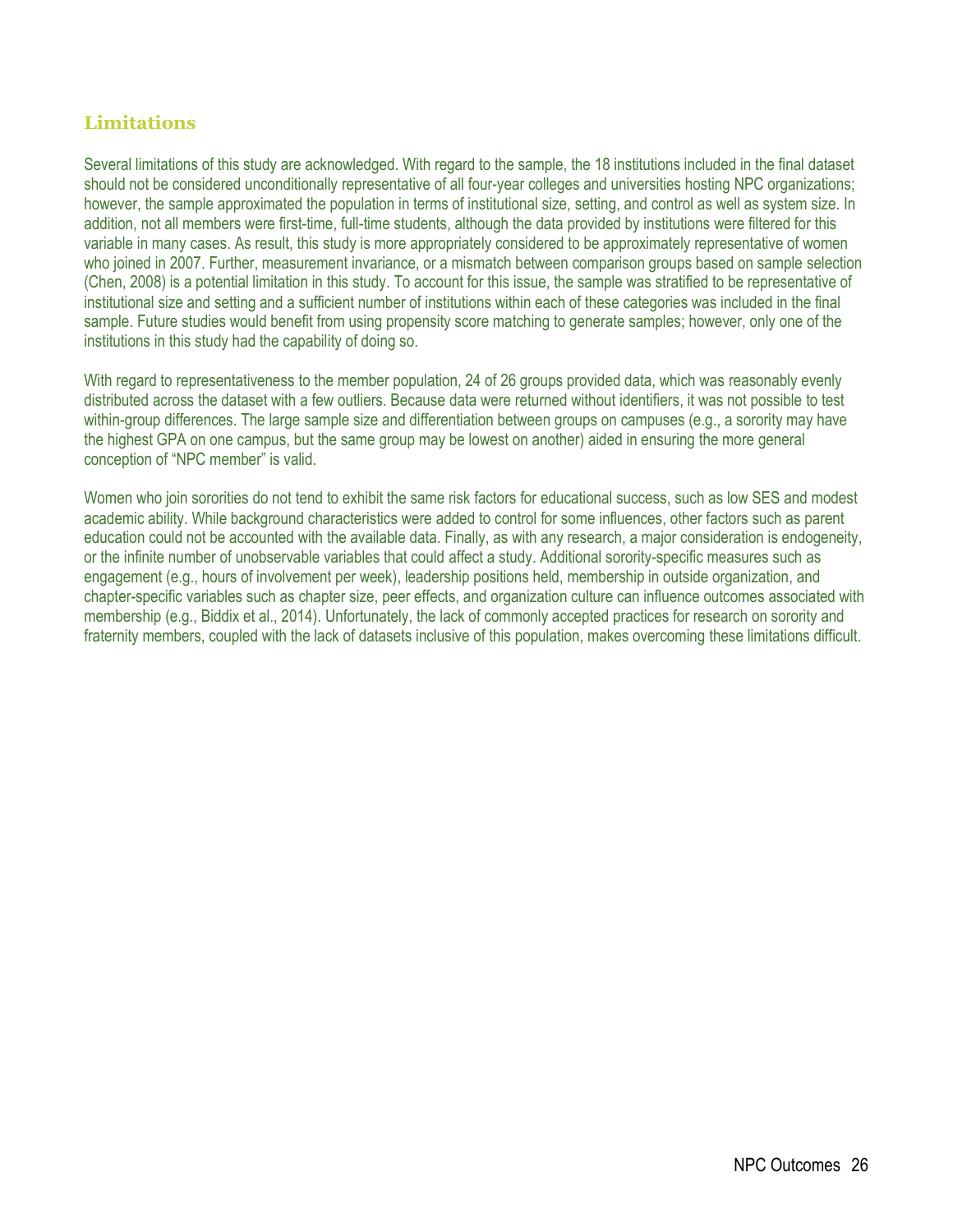## Limitations

Several limitations of this study are acknowledged. With regard to the sample, the 18 institutions included in the final dataset should not be considered unconditionally representative of all four-year colleges and universities hosting NPC organizations; however, the sample approximated the population in terms of institutional size, setting, and control as well as system size. In addition, not all members were first-time, full-time students, although the data provided by institutions were filtered for this variable in many cases. As result, this study is more appropriately considered to be approximately representative of women who joined in 2007. Further, measurement invariance, or a mismatch between comparison groups based on sample selection (Chen, 2008) is a potential limitation in this study. To account for this issue, the sample was stratified to be representative of institutional size and setting and a sufficient number of institutions within each of these categories was included in the final sample. Future studies would benefit from using propensity score matching to generate samples; however, only one of the institutions in this study had the capability of doing so.

With regard to representativeness to the member population, 24 of 26 groups provided data, which was reasonably evenly distributed across the dataset with a few outliers. Because data were returned without identifiers, it was not possible to test within-group differences. The large sample size and differentiation between groups on campuses (e.g., a sorority may have the highest GPA on one campus, but the same group may be lowest on another) aided in ensuring the more general conception of "NPC member" is valid.

Women who join sororities do not tend to exhibit the same risk factors for educational success, such as low SES and modest academic ability. While background characteristics were added to control for some influences, other factors such as parent education could not be accounted with the available data. Finally, as with any research, a major consideration is endogeneity, or the infinite number of unobservable variables that could affect a study. Additional sorority-specific measures such as engagement (e.g., hours of involvement per week), leadership positions held, membership in outside organization, and chapter-specific variables such as chapter size, peer effects, and organization culture can influence outcomes associated with membership (e.g., Biddix et al., 2014). Unfortunately, the lack of commonly accepted practices for research on sorority and fraternity members, coupled with the lack of datasets inclusive of this population, makes overcoming these limitations difficult.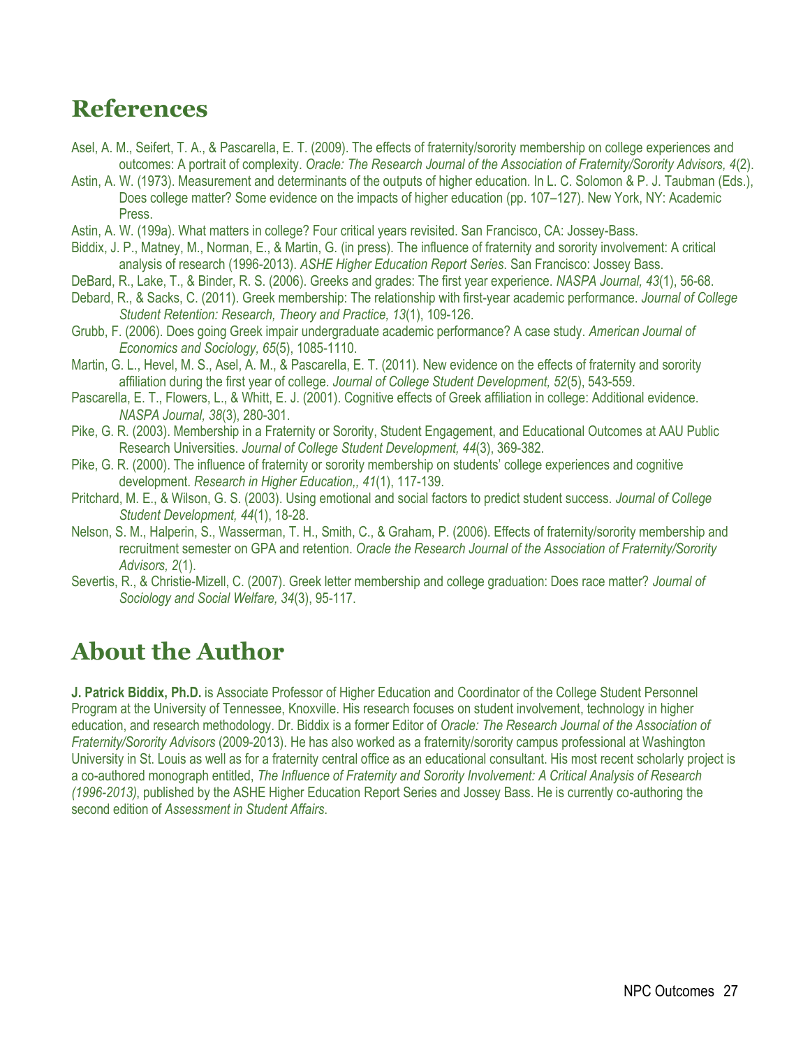# References

Asel, A. M., Seifert, T. A., & Pascarella, E. T. (2009). The effects of fraternity/sorority membership on college experiences and outcomes: A portrait of complexity. *Oracle: The Research Journal of the Association of Fraternity/Sorority Advisors, 4*(2).

Astin, A. W. (1973). Measurement and determinants of the outputs of higher education. In L. C. Solomon & P. J. Taubman (Eds.), Does college matter? Some evidence on the impacts of higher education (pp. 107–127). New York, NY: Academic Press.

Astin, A. W. (199a). What matters in college? Four critical years revisited. San Francisco, CA: Jossey-Bass.

Biddix, J. P., Matney, M., Norman, E., & Martin, G. (in press). The influence of fraternity and sorority involvement: A critical analysis of research (1996-2013). *ASHE Higher Education Report Series*. San Francisco: Jossey Bass.

DeBard, R., Lake, T., & Binder, R. S. (2006). Greeks and grades: The first year experience. *NASPA Journal, 43*(1), 56-68.

Debard, R., & Sacks, C. (2011). Greek membership: The relationship with first-year academic performance. *Journal of College Student Retention: Research, Theory and Practice, 13*(1), 109-126.

Grubb, F. (2006). Does going Greek impair undergraduate academic performance? A case study. *American Journal of Economics and Sociology, 65*(5), 1085-1110.

Martin, G. L., Hevel, M. S., Asel, A. M., & Pascarella, E. T. (2011). New evidence on the effects of fraternity and sorority affiliation during the first year of college. *Journal of College Student Development, 52*(5), 543-559.

Pascarella, E. T., Flowers, L., & Whitt, E. J. (2001). Cognitive effects of Greek affiliation in college: Additional evidence. *NASPA Journal, 38*(3), 280-301.

Pike, G. R. (2003). Membership in a Fraternity or Sorority, Student Engagement, and Educational Outcomes at AAU Public Research Universities. *Journal of College Student Development, 44*(3), 369-382.

Pike, G. R. (2000). The influence of fraternity or sorority membership on students' college experiences and cognitive development. *Research in Higher Education,, 41*(1), 117-139.

Pritchard, M. E., & Wilson, G. S. (2003). Using emotional and social factors to predict student success. *Journal of College Student Development, 44*(1), 18-28.

Nelson, S. M., Halperin, S., Wasserman, T. H., Smith, C., & Graham, P. (2006). Effects of fraternity/sorority membership and recruitment semester on GPA and retention. *Oracle the Research Journal of the Association of Fraternity/Sorority Advisors, 2*(1).

Severtis, R., & Christie-Mizell, C. (2007). Greek letter membership and college graduation: Does race matter? *Journal of Sociology and Social Welfare, 34*(3), 95-117.

# About the Author

**J. Patrick Biddix, Ph.D.** is Associate Professor of Higher Education and Coordinator of the College Student Personnel Program at the University of Tennessee, Knoxville. His research focuses on student involvement, technology in higher education, and research methodology. Dr. Biddix is a former Editor of *Oracle: The Research Journal of the Association of Fraternity/Sorority Advisors* (2009-2013). He has also worked as a fraternity/sorority campus professional at Washington University in St. Louis as well as for a fraternity central office as an educational consultant. His most recent scholarly project is a co-authored monograph entitled, *The Influence of Fraternity and Sorority Involvement: A Critical Analysis of Research (1996-2013)*, published by the ASHE Higher Education Report Series and Jossey Bass. He is currently co-authoring the second edition of *Assessment in Student Affairs*.